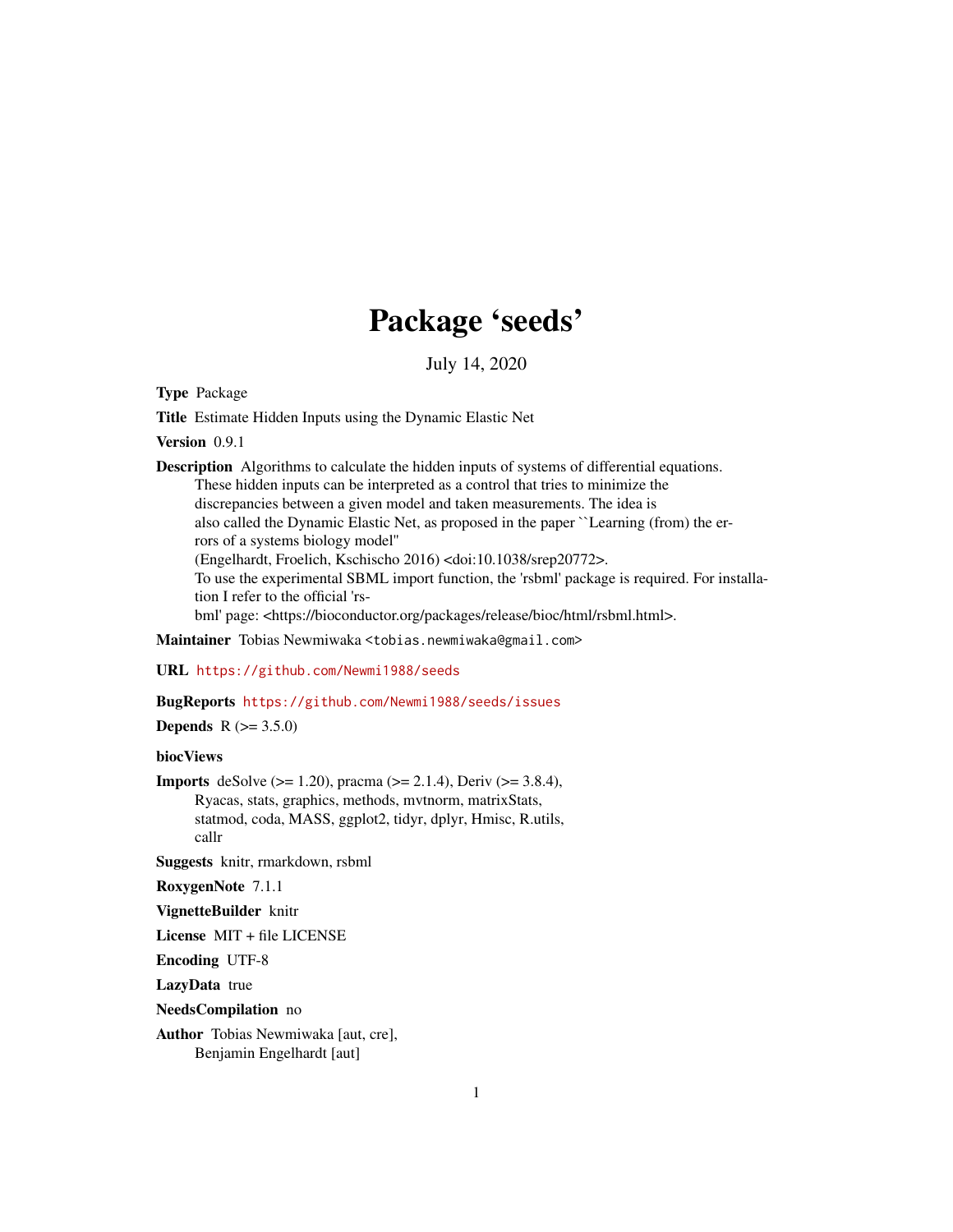# Package 'seeds'

July 14, 2020

**Type** Package

**Title** Estimate Hidden Inputs using the Dynamic Elastic Net

**Version** 0.9.1

**Description** Algorithms to calculate the hidden inputs of systems of differential equations. These hidden inputs can be interpreted as a control that tries to minimize the discrepancies between a given model and taken measurements. The idea is also called the Dynamic Elastic Net, as proposed in the paper ``Learning (from) the errors of a systems biology model'' (Engelhardt, Froelich, Kschischo 2016) <doi:10.1038/srep20772>. To use the experimental SBML import function, the 'rsbml' package is required. For installation I refer to the official 'rsbml' page: <https://bioconductor.org/packages/release/bioc/html/rsbml.html>.

**Maintainer** Tobias Newmiwaka <tobias.newmiwaka@gmail.com>

**URL** https://github.com/Newmi1988/seeds

**BugReports** https://github.com/Newmi1988/seeds/issues

**Depends** R (>= 3.5.0)

**biocViews**

**Imports** deSolve (>= 1.20), pracma (>= 2.1.4), Deriv (>= 3.8.4), Ryacas, stats, graphics, methods, mvtnorm, matrixStats, statmod, coda, MASS, ggplot2, tidyr, dplyr, Hmisc, R.utils, callr

**Suggests** knitr, rmarkdown, rsbml

**RoxygenNote** 7.1.1

**VignetteBuilder** knitr

**License** MIT + file LICENSE

**Encoding** UTF-8

**LazyData** true

**NeedsCompilation** no

**Author** Tobias Newmiwaka [aut, cre], Benjamin Engelhardt [aut]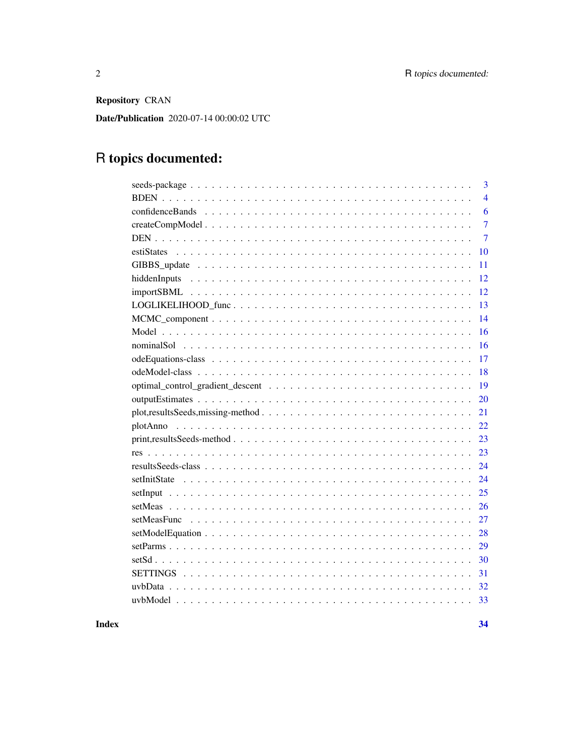**Repository** CRAN

**Date/Publication** 2020-07-14 00:00:02 UTC

# R topics documented:

| | |
|---|---|
| seeds-package | 3 |
| BDEN | 4 |
| confidenceBands | 6 |
| createCompModel | 7 |
| DEN | 7 |
| estiStates | 10 |
| GIBBS_update | 11 |
| hiddenInputs | 12 |
| importSBML | 12 |
| LOGLIKELIHOOD_func | 13 |
| MCMC_component | 14 |
| Model | 16 |
| nominalSol | 16 |
| odeEquations-class | 17 |
| odeModel-class | 18 |
| optimal_control_gradient_descent | 19 |
| outputEstimates | 20 |
| plot,resultsSeeds,missing-method | 21 |
| plotAnno | 22 |
| print,resultsSeeds-method | 23 |
| res | 23 |
| resultsSeeds-class | 24 |
| setInitState | 24 |
| setInput | 25 |
| setMeas | 26 |
| setMeasFunc | 27 |
| setModelEquation | 28 |
| setParms | 29 |
| setSd | 30 |
| SETTINGS | 31 |
| uvbData | 32 |
| uvbModel | 33 |

**Index** **34**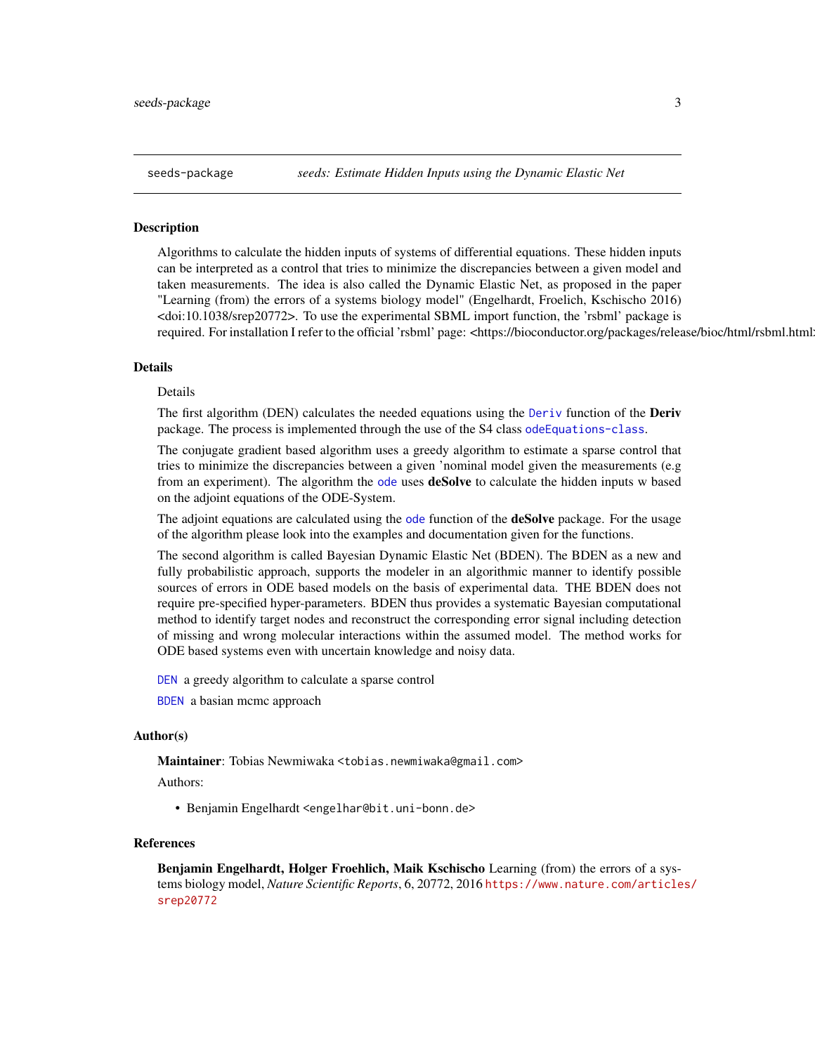seeds-package *seeds: Estimate Hidden Inputs using the Dynamic Elastic Net*

## Description

Algorithms to calculate the hidden inputs of systems of differential equations. These hidden inputs can be interpreted as a control that tries to minimize the discrepancies between a given model and taken measurements. The idea is also called the Dynamic Elastic Net, as proposed in the paper "Learning (from) the errors of a systems biology model" (Engelhardt, Froelich, Kschischo 2016) <doi:10.1038/srep20772>. To use the experimental SBML import function, the 'rsbml' package is required. For installation I refer to the official 'rsbml' page: <https://bioconductor.org/packages/release/bioc/html/rsbml.html>

## Details

Details

The first algorithm (DEN) calculates the needed equations using the `Deriv` function of the **Deriv** package. The process is implemented through the use of the S4 class `odeEquations-class`.

The conjugate gradient based algorithm uses a greedy algorithm to estimate a sparse control that tries to minimize the discrepancies between a given 'nominal model given the measurements (e.g from an experiment). The algorithm the `ode` uses **deSolve** to calculate the hidden inputs w based on the adjoint equations of the ODE-System.

The adjoint equations are calculated using the `ode` function of the **deSolve** package. For the usage of the algorithm please look into the examples and documentation given for the functions.

The second algorithm is called Bayesian Dynamic Elastic Net (BDEN). The BDEN as a new and fully probabilistic approach, supports the modeler in an algorithmic manner to identify possible sources of errors in ODE based models on the basis of experimental data. THE BDEN does not require pre-specified hyper-parameters. BDEN thus provides a systematic Bayesian computational method to identify target nodes and reconstruct the corresponding error signal including detection of missing and wrong molecular interactions within the assumed model. The method works for ODE based systems even with uncertain knowledge and noisy data.

`DEN` a greedy algorithm to calculate a sparse control

`BDEN` a basian mcmc approach

## Author(s)

**Maintainer**: Tobias Newmiwaka <tobias.newmiwaka@gmail.com>

Authors:

- Benjamin Engelhardt <engelhar@bit.uni-bonn.de>

## References

**Benjamin Engelhardt, Holger Froehlich, Maik Kschischo** Learning (from) the errors of a systems biology model, *Nature Scientific Reports*, 6, 20772, 2016 https://www.nature.com/articles/srep20772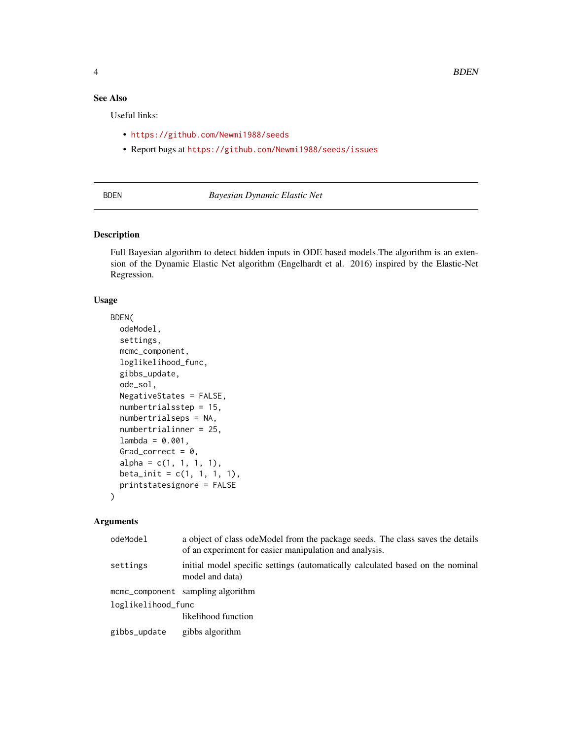## See Also

Useful links:

- https://github.com/Newmi1988/seeds
- Report bugs at https://github.com/Newmi1988/seeds/issues

---

BDEN *Bayesian Dynamic Elastic Net*

---

### Description

Full Bayesian algorithm to detect hidden inputs in ODE based models.The algorithm is an extension of the Dynamic Elastic Net algorithm (Engelhardt et al. 2016) inspired by the Elastic-Net Regression.

### Usage

```
BDEN(
  odeModel,
  settings,
  mcmc_component,
  loglikelihood_func,
  gibbs_update,
  ode_sol,
  NegativeStates = FALSE,
  numbertrialsstep = 15,
  numbertrialseps = NA,
  numbertrialinner = 25,
  lambda = 0.001,
  Grad_correct = 0,
  alpha = c(1, 1, 1, 1),
  beta_init = c(1, 1, 1, 1),
  printstatesignore = FALSE
)
```

### Arguments

| | |
|---|---|
| odeModel | a object of class odeModel from the package seeds. The class saves the details of an experiment for easier manipulation and analysis. |
| settings | initial model specific settings (automatically calculated based on the nominal model and data) |
| mcmc_component | sampling algorithm |
| loglikelihood_func | likelihood function |
| gibbs_update | gibbs algorithm |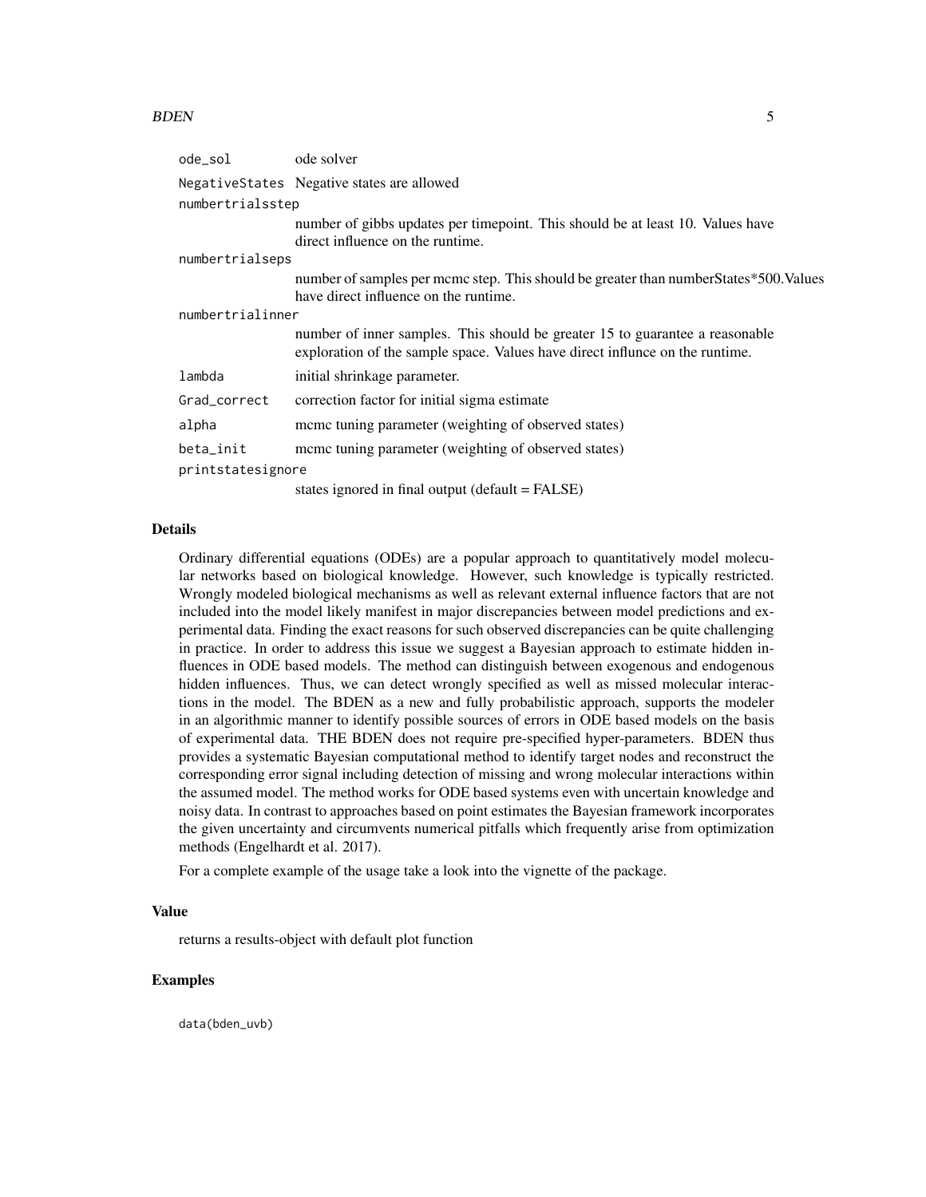| | |
|---|---|
| `ode_sol` | ode solver |
| `NegativeStates` | Negative states are allowed |
| `numbertrialsstep` | number of gibbs updates per timepoint. This should be at least 10. Values have direct influence on the runtime. |
| `numbertrialseps` | number of samples per mcmc step. This should be greater than numberStates*500.Values have direct influence on the runtime. |
| `numbertrialinner` | number of inner samples. This should be greater 15 to guarantee a reasonable exploration of the sample space. Values have direct influnce on the runtime. |
| `lambda` | initial shrinkage parameter. |
| `Grad_correct` | correction factor for initial sigma estimate |
| `alpha` | mcmc tuning parameter (weighting of observed states) |
| `beta_init` | mcmc tuning parameter (weighting of observed states) |
| `printstatesignore` | states ignored in final output (default = FALSE) |

## Details

Ordinary differential equations (ODEs) are a popular approach to quantitatively model molecular networks based on biological knowledge. However, such knowledge is typically restricted. Wrongly modeled biological mechanisms as well as relevant external influence factors that are not included into the model likely manifest in major discrepancies between model predictions and experimental data. Finding the exact reasons for such observed discrepancies can be quite challenging in practice. In order to address this issue we suggest a Bayesian approach to estimate hidden influences in ODE based models. The method can distinguish between exogenous and endogenous hidden influences. Thus, we can detect wrongly specified as well as missed molecular interactions in the model. The BDEN as a new and fully probabilistic approach, supports the modeler in an algorithmic manner to identify possible sources of errors in ODE based models on the basis of experimental data. THE BDEN does not require pre-specified hyper-parameters. BDEN thus provides a systematic Bayesian computational method to identify target nodes and reconstruct the corresponding error signal including detection of missing and wrong molecular interactions within the assumed model. The method works for ODE based systems even with uncertain knowledge and noisy data. In contrast to approaches based on point estimates the Bayesian framework incorporates the given uncertainty and circumvents numerical pitfalls which frequently arise from optimization methods (Engelhardt et al. 2017).

For a complete example of the usage take a look into the vignette of the package.

## Value

returns a results-object with default plot function

## Examples

```
data(bden_uvb)
```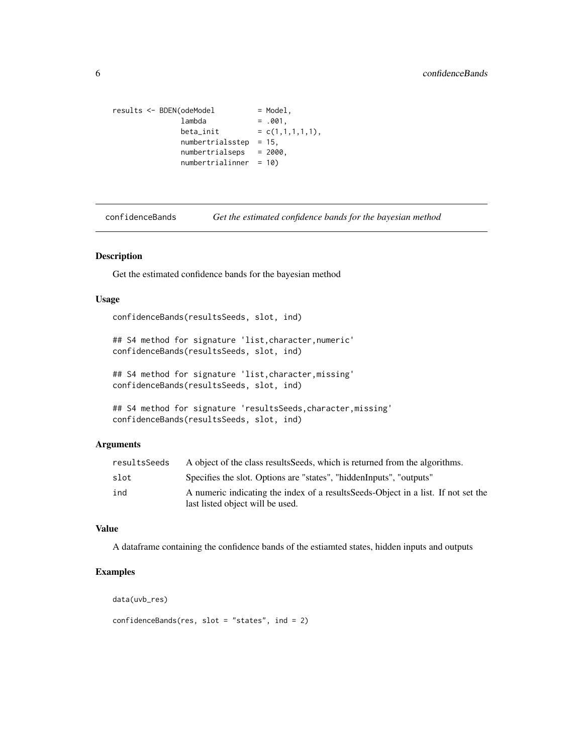```
results <- BDEN(odeModel          = Model,
                lambda            = .001,
                beta_init         = c(1,1,1,1,1),
                numbertrialsstep  = 15,
                numbertrialseps   = 2000,
                numbertrialinner  = 10)
```

## confidenceBands *Get the estimated confidence bands for the bayesian method*

### Description

Get the estimated confidence bands for the bayesian method

### Usage

```
confidenceBands(resultsSeeds, slot, ind)

## S4 method for signature 'list,character,numeric'
confidenceBands(resultsSeeds, slot, ind)

## S4 method for signature 'list,character,missing'
confidenceBands(resultsSeeds, slot, ind)

## S4 method for signature 'resultsSeeds,character,missing'
confidenceBands(resultsSeeds, slot, ind)
```

### Arguments

| | |
|---|---|
| resultsSeeds | A object of the class resultsSeeds, which is returned from the algorithms. |
| slot | Specifies the slot. Options are "states", "hiddenInputs", "outputs" |
| ind | A numeric indicating the index of a resultsSeeds-Object in a list. If not set the last listed object will be used. |

### Value

A dataframe containing the confidence bands of the estiamted states, hidden inputs and outputs

### Examples

```
data(uvb_res)

confidenceBands(res, slot = "states", ind = 2)
```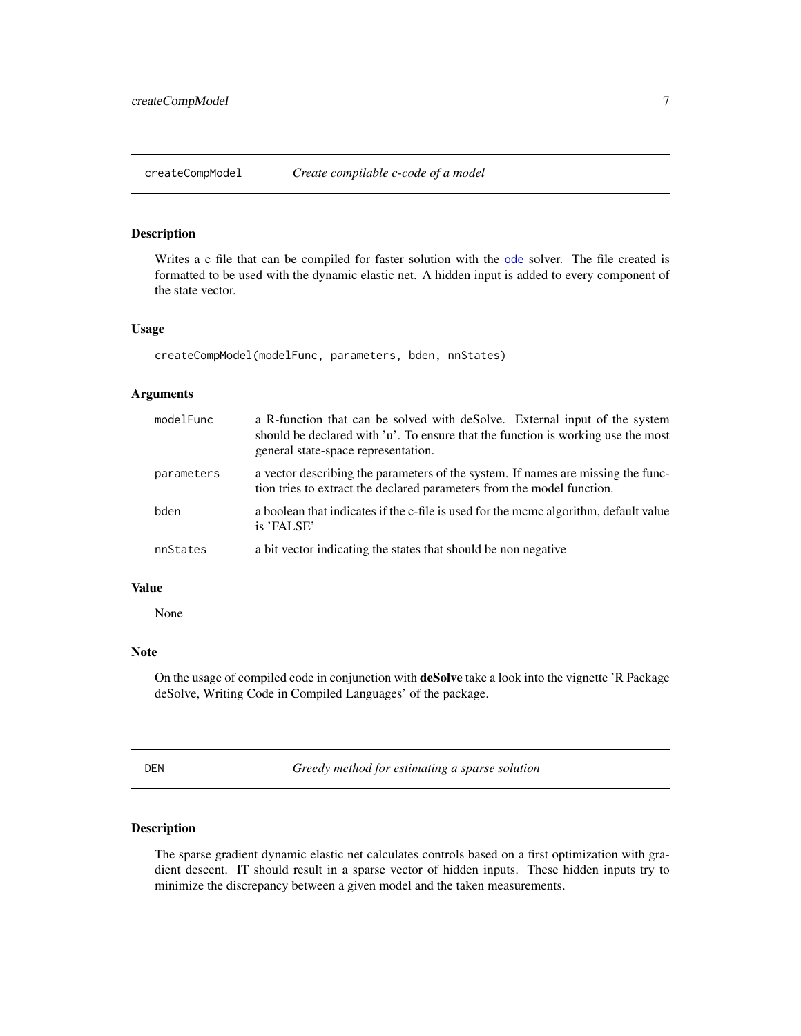## createCompModel *Create compilable c-code of a model*

### Description

Writes a c file that can be compiled for faster solution with the ode solver. The file created is formatted to be used with the dynamic elastic net. A hidden input is added to every component of the state vector.

### Usage

```
createCompModel(modelFunc, parameters, bden, nnStates)
```

### Arguments

| | |
|---|---|
| modelFunc | a R-function that can be solved with deSolve. External input of the system should be declared with 'u'. To ensure that the function is working use the most general state-space representation. |
| parameters | a vector describing the parameters of the system. If names are missing the function tries to extract the declared parameters from the model function. |
| bden | a boolean that indicates if the c-file is used for the mcmc algorithm, default value is 'FALSE' |
| nnStates | a bit vector indicating the states that should be non negative |

### Value

None

### Note

On the usage of compiled code in conjunction with **deSolve** take a look into the vignette 'R Package deSolve, Writing Code in Compiled Languages' of the package.

## DEN *Greedy method for estimating a sparse solution*

### Description

The sparse gradient dynamic elastic net calculates controls based on a first optimization with gradient descent. IT should result in a sparse vector of hidden inputs. These hidden inputs try to minimize the discrepancy between a given model and the taken measurements.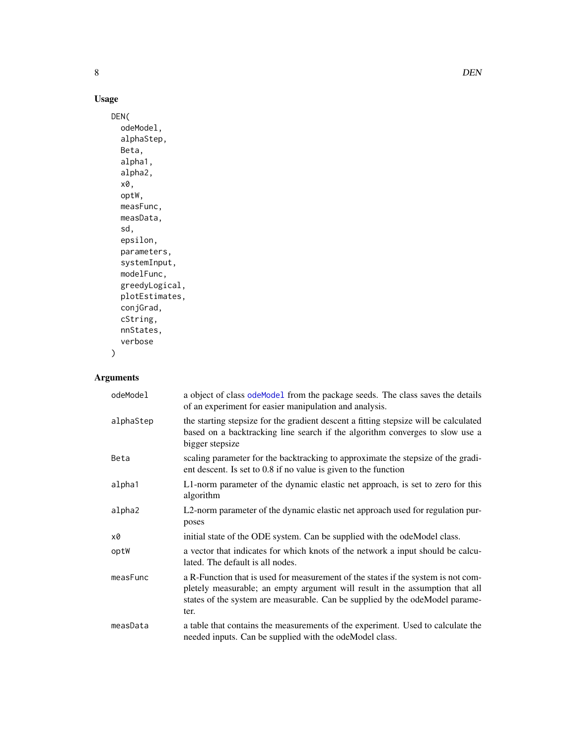## Usage

```
DEN(
  odeModel,
  alphaStep,
  Beta,
  alpha1,
  alpha2,
  x0,
  optW,
  measFunc,
  measData,
  sd,
  epsilon,
  parameters,
  systemInput,
  modelFunc,
  greedyLogical,
  plotEstimates,
  conjGrad,
  cString,
  nnStates,
  verbose
)
```

## Arguments

| | |
|---|---|
| odeModel | a object of class odeModel from the package seeds. The class saves the details of an experiment for easier manipulation and analysis. |
| alphaStep | the starting stepsize for the gradient descent a fitting stepsize will be calculated based on a backtracking line search if the algorithm converges to slow use a bigger stepsize |
| Beta | scaling parameter for the backtracking to approximate the stepsize of the gradient descent. Is set to 0.8 if no value is given to the function |
| alpha1 | L1-norm parameter of the dynamic elastic net approach, is set to zero for this algorithm |
| alpha2 | L2-norm parameter of the dynamic elastic net approach used for regulation purposes |
| x0 | initial state of the ODE system. Can be supplied with the odeModel class. |
| optW | a vector that indicates for which knots of the network a input should be calculated. The default is all nodes. |
| measFunc | a R-Function that is used for measurement of the states if the system is not completely measurable; an empty argument will result in the assumption that all states of the system are measurable. Can be supplied by the odeModel parameter. |
| measData | a table that contains the measurements of the experiment. Used to calculate the needed inputs. Can be supplied with the odeModel class. |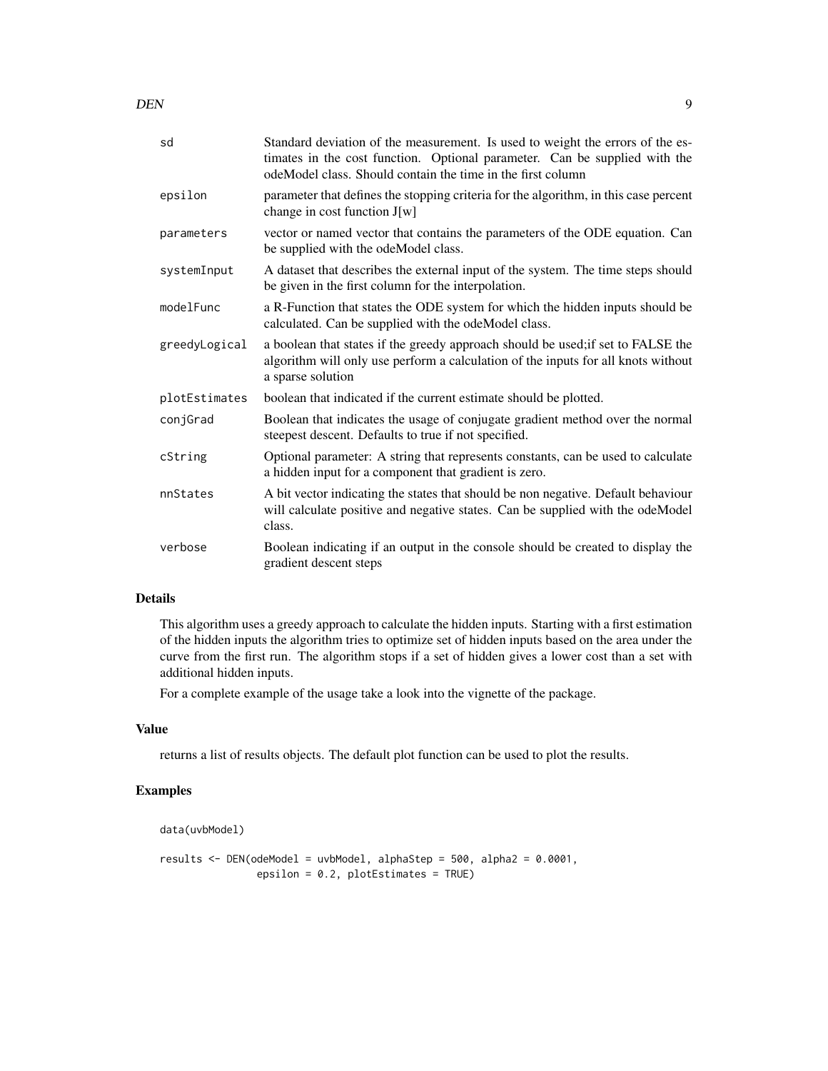| | |
|---|---|
| sd | Standard deviation of the measurement. Is used to weight the errors of the estimates in the cost function. Optional parameter. Can be supplied with the odeModel class. Should contain the time in the first column |
| epsilon | parameter that defines the stopping criteria for the algorithm, in this case percent change in cost function J[w] |
| parameters | vector or named vector that contains the parameters of the ODE equation. Can be supplied with the odeModel class. |
| systemInput | A dataset that describes the external input of the system. The time steps should be given in the first column for the interpolation. |
| modelFunc | a R-Function that states the ODE system for which the hidden inputs should be calculated. Can be supplied with the odeModel class. |
| greedyLogical | a boolean that states if the greedy approach should be used;if set to FALSE the algorithm will only use perform a calculation of the inputs for all knots without a sparse solution |
| plotEstimates | boolean that indicated if the current estimate should be plotted. |
| conjGrad | Boolean that indicates the usage of conjugate gradient method over the normal steepest descent. Defaults to true if not specified. |
| cString | Optional parameter: A string that represents constants, can be used to calculate a hidden input for a component that gradient is zero. |
| nnStates | A bit vector indicating the states that should be non negative. Default behaviour will calculate positive and negative states. Can be supplied with the odeModel class. |
| verbose | Boolean indicating if an output in the console should be created to display the gradient descent steps |

## Details

This algorithm uses a greedy approach to calculate the hidden inputs. Starting with a first estimation of the hidden inputs the algorithm tries to optimize set of hidden inputs based on the area under the curve from the first run. The algorithm stops if a set of hidden gives a lower cost than a set with additional hidden inputs.

For a complete example of the usage take a look into the vignette of the package.

## Value

returns a list of results objects. The default plot function can be used to plot the results.

## Examples

```
data(uvbModel)

results <- DEN(odeModel = uvbModel, alphaStep = 500, alpha2 = 0.0001,
               epsilon = 0.2, plotEstimates = TRUE)
```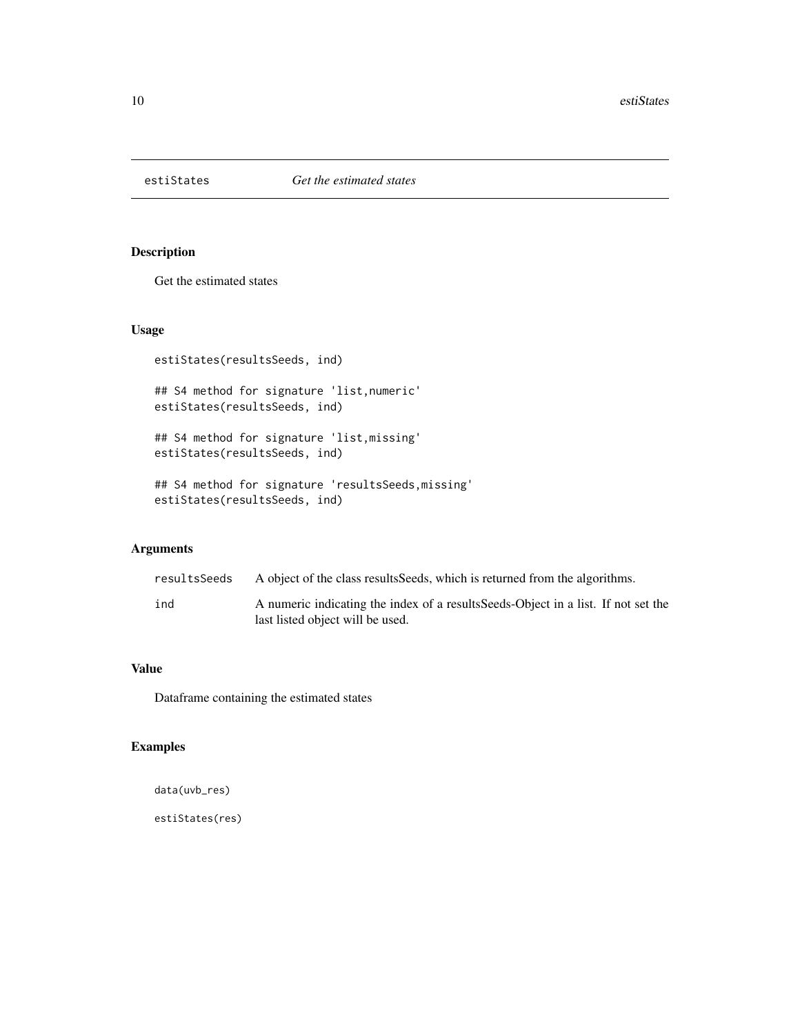# estiStates *Get the estimated states*

## Description

Get the estimated states

## Usage

```
esti​States(resultsSeeds, ind)

## S4 method for signature 'list,numeric'
estiStates(resultsSeeds, ind)

## S4 method for signature 'list,missing'
estiStates(resultsSeeds, ind)

## S4 method for signature 'resultsSeeds,missing'
estiStates(resultsSeeds, ind)
```

## Arguments

| | |
|---|---|
| resultsSeeds | A object of the class resultsSeeds, which is returned from the algorithms. |
| ind | A numeric indicating the index of a resultsSeeds-Object in a list. If not set the last listed object will be used. |

## Value

Dataframe containing the estimated states

## Examples

```
data(uvb_res)

estiStates(res)
```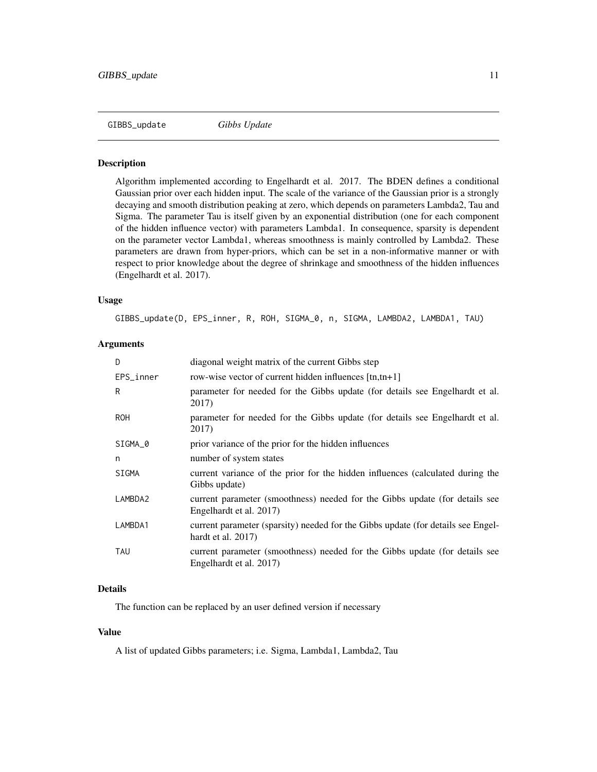# GIBBS_update *Gibbs Update*

## Description

Algorithm implemented according to Engelhardt et al. 2017. The BDEN defines a conditional Gaussian prior over each hidden input. The scale of the variance of the Gaussian prior is a strongly decaying and smooth distribution peaking at zero, which depends on parameters Lambda2, Tau and Sigma. The parameter Tau is itself given by an exponential distribution (one for each component of the hidden influence vector) with parameters Lambda1. In consequence, sparsity is dependent on the parameter vector Lambda1, whereas smoothness is mainly controlled by Lambda2. These parameters are drawn from hyper-priors, which can be set in a non-informative manner or with respect to prior knowledge about the degree of shrinkage and smoothness of the hidden influences (Engelhardt et al. 2017).

## Usage

```
GIBBS_update(D, EPS_inner, R, ROH, SIGMA_0, n, SIGMA, LAMBDA2, LAMBDA1, TAU)
```

## Arguments

| | |
|---|---|
| D | diagonal weight matrix of the current Gibbs step |
| EPS_inner | row-wise vector of current hidden influences [tn,tn+1] |
| R | parameter for needed for the Gibbs update (for details see Engelhardt et al. 2017) |
| ROH | parameter for needed for the Gibbs update (for details see Engelhardt et al. 2017) |
| SIGMA_0 | prior variance of the prior for the hidden influences |
| n | number of system states |
| SIGMA | current variance of the prior for the hidden influences (calculated during the Gibbs update) |
| LAMBDA2 | current parameter (smoothness) needed for the Gibbs update (for details see Engelhardt et al. 2017) |
| LAMBDA1 | current parameter (sparsity) needed for the Gibbs update (for details see Engelhardt et al. 2017) |
| TAU | current parameter (smoothness) needed for the Gibbs update (for details see Engelhardt et al. 2017) |

## Details

The function can be replaced by an user defined version if necessary

## Value

A list of updated Gibbs parameters; i.e. Sigma, Lambda1, Lambda2, Tau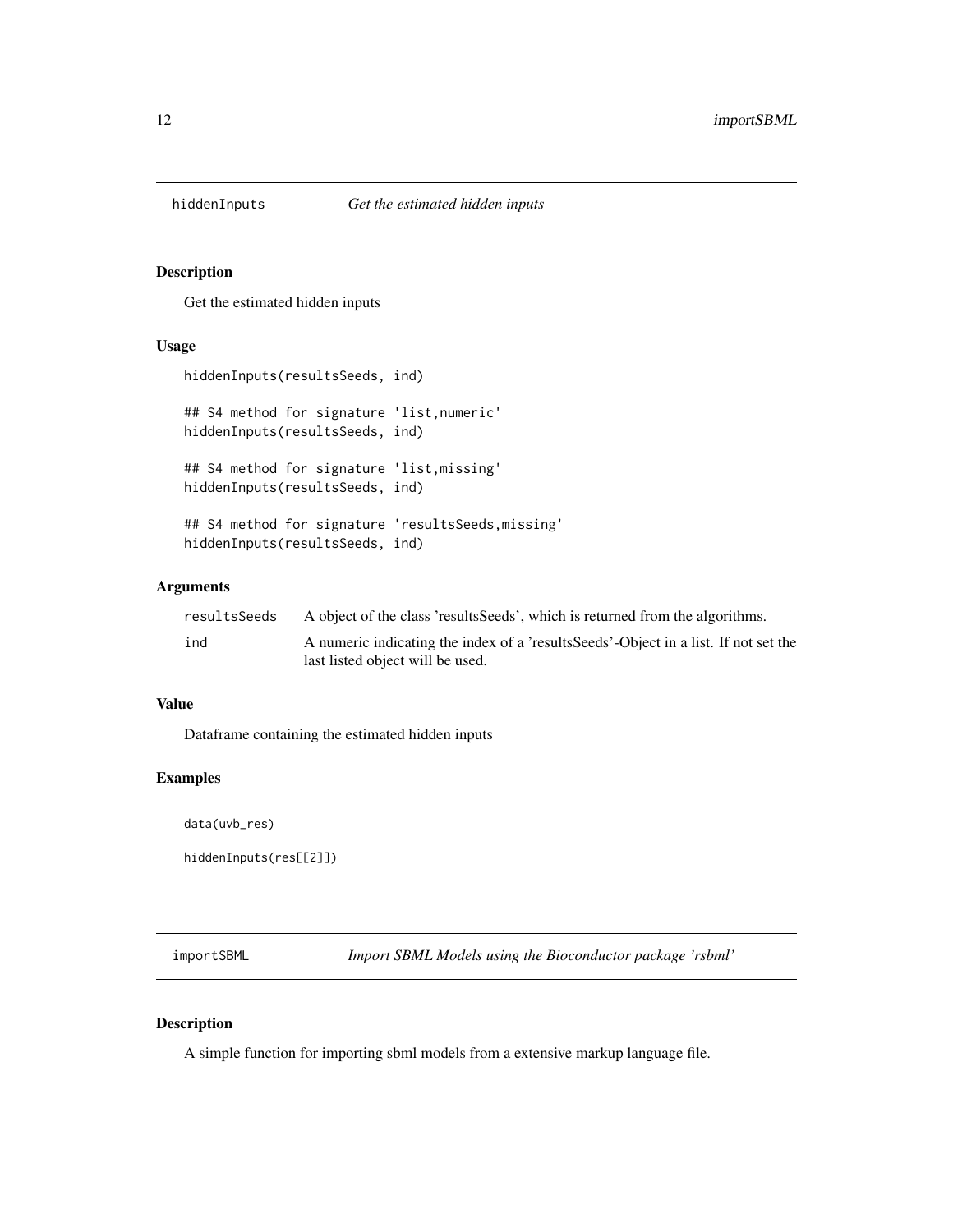## hiddenInputs *Get the estimated hidden inputs*

### Description

Get the estimated hidden inputs

### Usage

```
hiddenInputs(resultsSeeds, ind)

## S4 method for signature 'list,numeric'
hiddenInputs(resultsSeeds, ind)

## S4 method for signature 'list,missing'
hiddenInputs(resultsSeeds, ind)

## S4 method for signature 'resultsSeeds,missing'
hiddenInputs(resultsSeeds, ind)
```

### Arguments

| | |
|---|---|
| resultsSeeds | A object of the class 'resultsSeeds', which is returned from the algorithms. |
| ind | A numeric indicating the index of a 'resultsSeeds'-Object in a list. If not set the last listed object will be used. |

### Value

Dataframe containing the estimated hidden inputs

### Examples

```
data(uvb_res)

hiddenInputs(res[[2]])
```

## importSBML *Import SBML Models using the Bioconductor package 'rsbml'*

### Description

A simple function for importing sbml models from a extensive markup language file.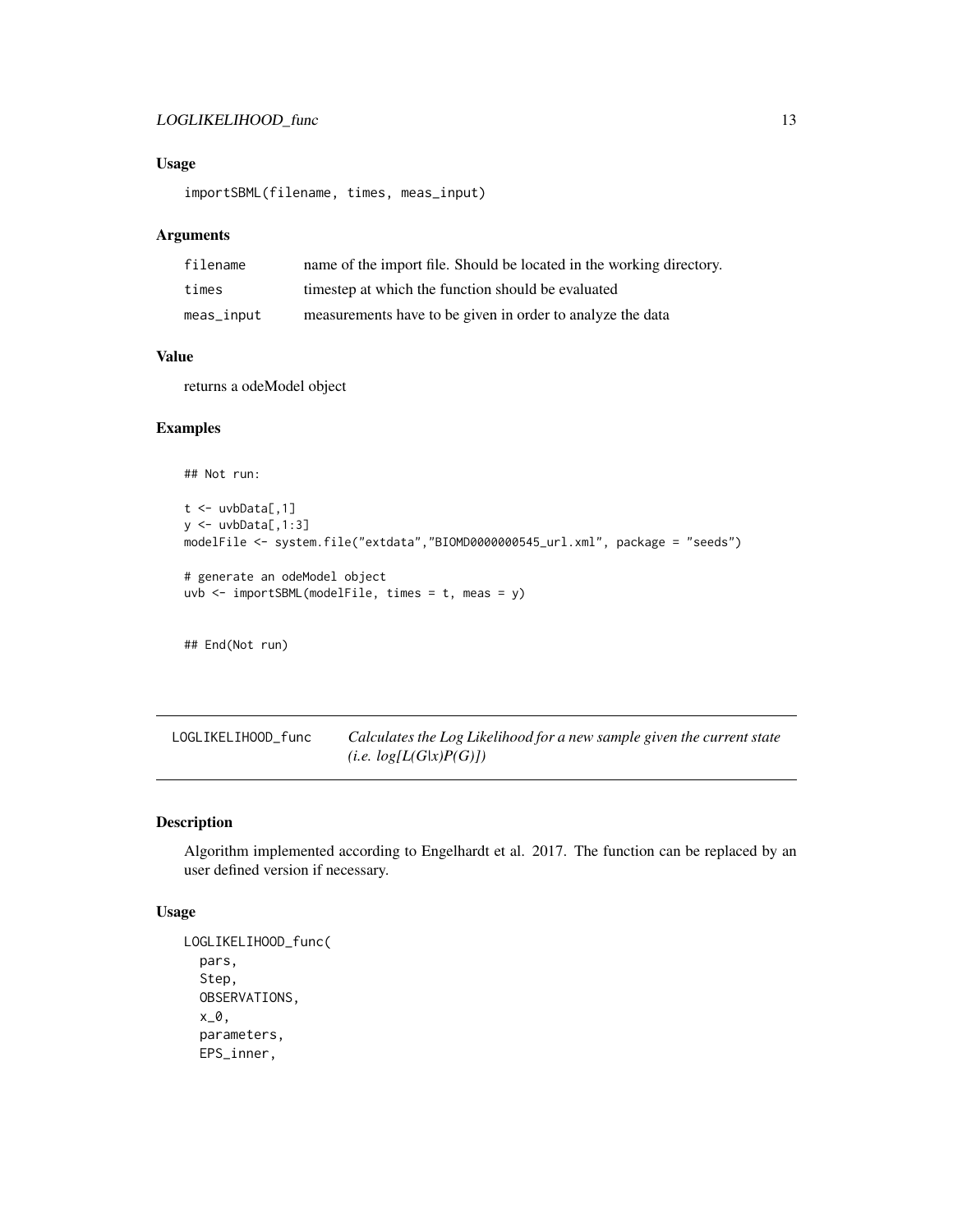### Usage

```
importSBML(filename, times, meas_input)
```

### Arguments

| | |
|---|---|
| filename | name of the import file. Should be located in the working directory. |
| times | timestep at which the function should be evaluated |
| meas_input | measurements have to be given in order to analyze the data |

### Value

returns a odeModel object

### Examples

```
## Not run:

t <- uvbData[,1]
y <- uvbData[,1:3]
modelFile <- system.file("extdata","BIOMD0000000545_url.xml", package = "seeds")

# generate an odeModel object
uvb <- importSBML(modelFile, times = t, meas = y)


## End(Not run)
```

---

## LOGLIKELIHOOD_func — *Calculates the Log Likelihood for a new sample given the current state (i.e. log[L(G|x)P(G)])*

### Description

Algorithm implemented according to Engelhardt et al. 2017. The function can be replaced by an user defined version if necessary.

### Usage

```
LOGLIKELIHOOD_func(
  pars,
  Step,
  OBSERVATIONS,
  x_0,
  parameters,
  EPS_inner,
```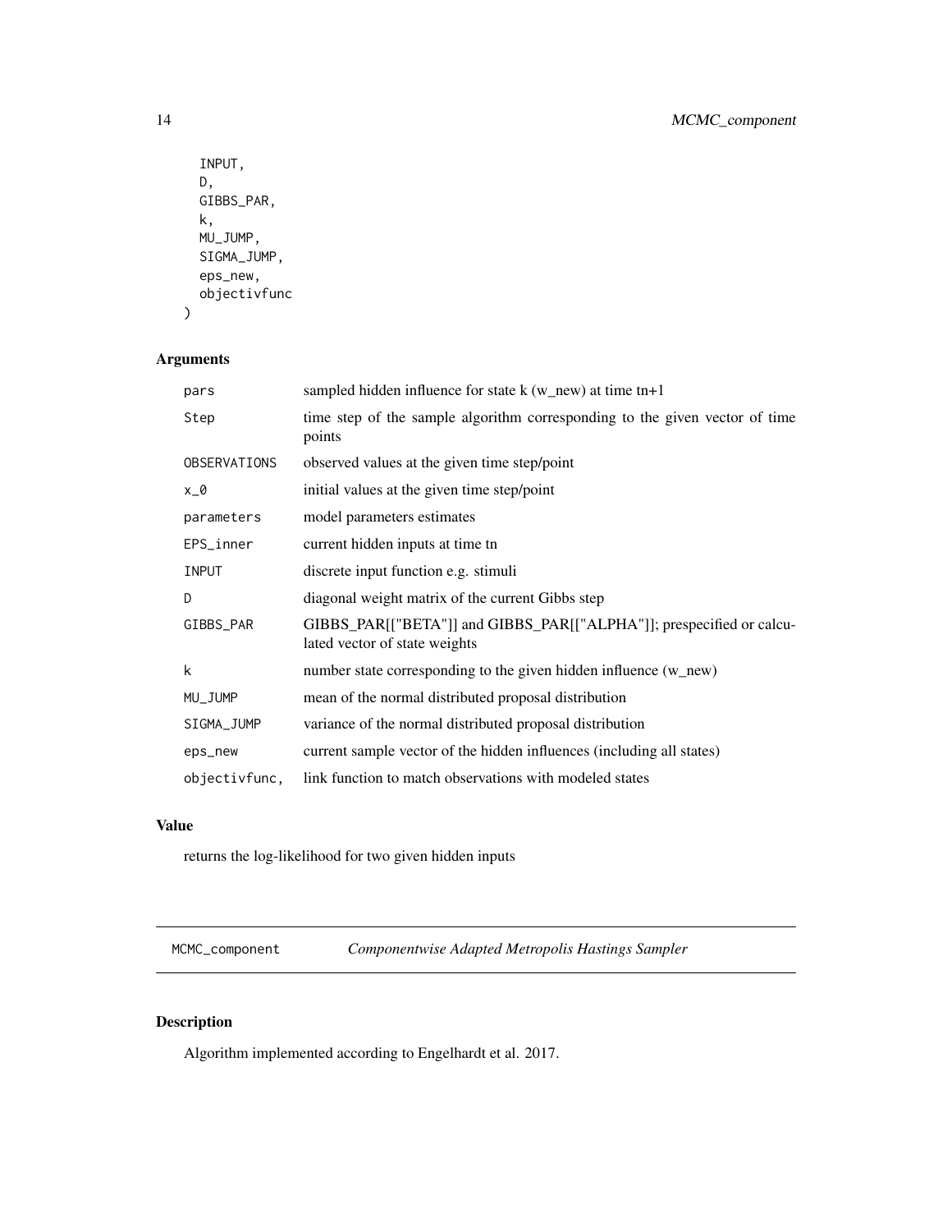```
  INPUT,
  D,
  GIBBS_PAR,
  k,
  MU_JUMP,
  SIGMA_JUMP,
  eps_new,
  objectivfunc
)
```

### Arguments

| | |
|---|---|
| pars | sampled hidden influence for state k (w_new) at time tn+1 |
| Step | time step of the sample algorithm corresponding to the given vector of time points |
| OBSERVATIONS | observed values at the given time step/point |
| x_0 | initial values at the given time step/point |
| parameters | model parameters estimates |
| EPS_inner | current hidden inputs at time tn |
| INPUT | discrete input function e.g. stimuli |
| D | diagonal weight matrix of the current Gibbs step |
| GIBBS_PAR | GIBBS_PAR[["BETA"]] and GIBBS_PAR[["ALPHA"]]; prespecified or calculated vector of state weights |
| k | number state corresponding to the given hidden influence (w_new) |
| MU_JUMP | mean of the normal distributed proposal distribution |
| SIGMA_JUMP | variance of the normal distributed proposal distribution |
| eps_new | current sample vector of the hidden influences (including all states) |
| objectivfunc, | link function to match observations with modeled states |

### Value

returns the log-likelihood for two given hidden inputs

---

## MCMC_component *Componentwise Adapted Metropolis Hastings Sampler*

### Description

Algorithm implemented according to Engelhardt et al. 2017.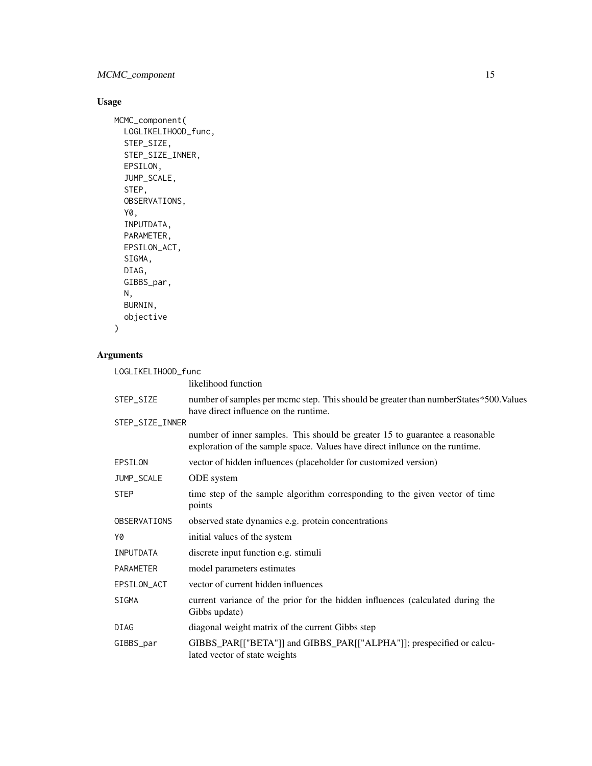## Usage

```
MCMC_component(
  LOGLIKELIHOOD_func,
  STEP_SIZE,
  STEP_SIZE_INNER,
  EPSILON,
  JUMP_SCALE,
  STEP,
  OBSERVATIONS,
  Y0,
  INPUTDATA,
  PARAMETER,
  EPSILON_ACT,
  SIGMA,
  DIAG,
  GIBBS_par,
  N,
  BURNIN,
  objective
)
```

## Arguments

| Argument | Description |
|---|---|
| LOGLIKELIHOOD_func | likelihood function |
| STEP_SIZE | number of samples per mcmc step. This should be greater than numberStates*500.Values have direct influence on the runtime. |
| STEP_SIZE_INNER | number of inner samples. This should be greater 15 to guarantee a reasonable exploration of the sample space. Values have direct influnce on the runtime. |
| EPSILON | vector of hidden influences (placeholder for customized version) |
| JUMP_SCALE | ODE system |
| STEP | time step of the sample algorithm corresponding to the given vector of time points |
| OBSERVATIONS | observed state dynamics e.g. protein concentrations |
| Y0 | initial values of the system |
| INPUTDATA | discrete input function e.g. stimuli |
| PARAMETER | model parameters estimates |
| EPSILON_ACT | vector of current hidden influences |
| SIGMA | current variance of the prior for the hidden influences (calculated during the Gibbs update) |
| DIAG | diagonal weight matrix of the current Gibbs step |
| GIBBS_par | GIBBS_PAR[["BETA"]] and GIBBS_PAR[["ALPHA"]]; prespecified or calculated vector of state weights |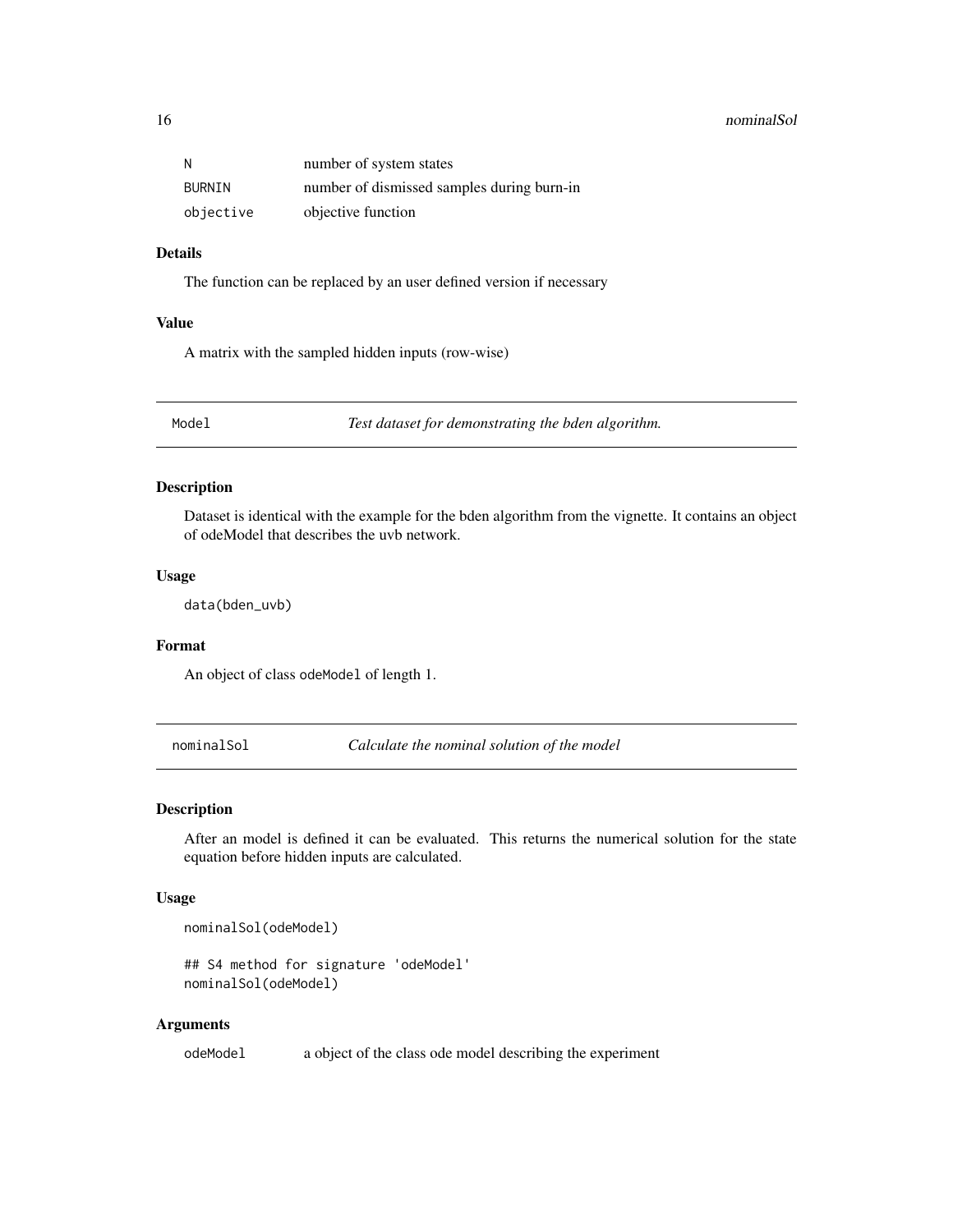| | |
|---|---|
| N | number of system states |
| BURNIN | number of dismissed samples during burn-in |
| objective | objective function |

### Details

The function can be replaced by an user defined version if necessary

### Value

A matrix with the sampled hidden inputs (row-wise)

---

## Model — *Test dataset for demonstrating the bden algorithm.*

### Description

Dataset is identical with the example for the bden algorithm from the vignette. It contains an object of odeModel that describes the uvb network.

### Usage

```
data(bden_uvb)
```

### Format

An object of class `odeModel` of length 1.

---

## nominalSol — *Calculate the nominal solution of the model*

### Description

After an model is defined it can be evaluated. This returns the numerical solution for the state equation before hidden inputs are calculated.

### Usage

```
nominalSol(odeModel)

## S4 method for signature 'odeModel'
nominalSol(odeModel)
```

### Arguments

| | |
|---|---|
| odeModel | a object of the class ode model describing the experiment |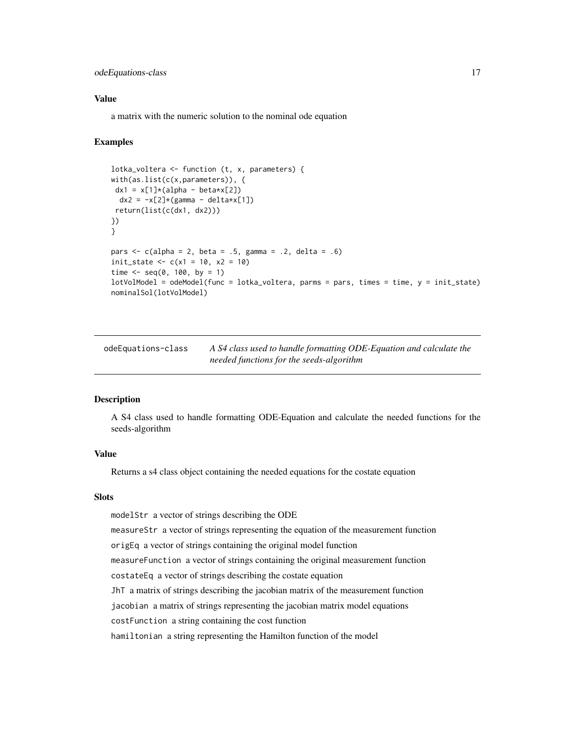### Value

a matrix with the numeric solution to the nominal ode equation

### Examples

```
lotka_voltera <- function (t, x, parameters) {
with(as.list(c(x,parameters)), {
 dx1 = x[1]*(alpha - beta*x[2])
  dx2 = -x[2]*(gamma - delta*x[1])
 return(list(c(dx1, dx2)))
})
}

pars <- c(alpha = 2, beta = .5, gamma = .2, delta = .6)
init_state <- c(x1 = 10, x2 = 10)
time <- seq(0, 100, by = 1)
lotVolModel = odeModel(func = lotka_voltera, parms = pars, times = time, y = init_state)
nominalSol(lotVolModel)
```

---

## `odeEquations-class` *A S4 class used to handle formatting ODE-Equation and calculate the needed functions for the seeds-algorithm*

---

### Description

A S4 class used to handle formatting ODE-Equation and calculate the needed functions for the seeds-algorithm

### Value

Returns a s4 class object containing the needed equations for the costate equation

### Slots

`modelStr` a vector of strings describing the ODE

`measureStr` a vector of strings representing the equation of the measurement function

`origEq` a vector of strings containing the original model function

`measureFunction` a vector of strings containing the original measurement function

`costateEq` a vector of strings describing the costate equation

`JhT` a matrix of strings describing the jacobian matrix of the measurement function

`jacobian` a matrix of strings representing the jacobian matrix model equations

`costFunction` a string containing the cost function

`hamiltonian` a string representing the Hamilton function of the model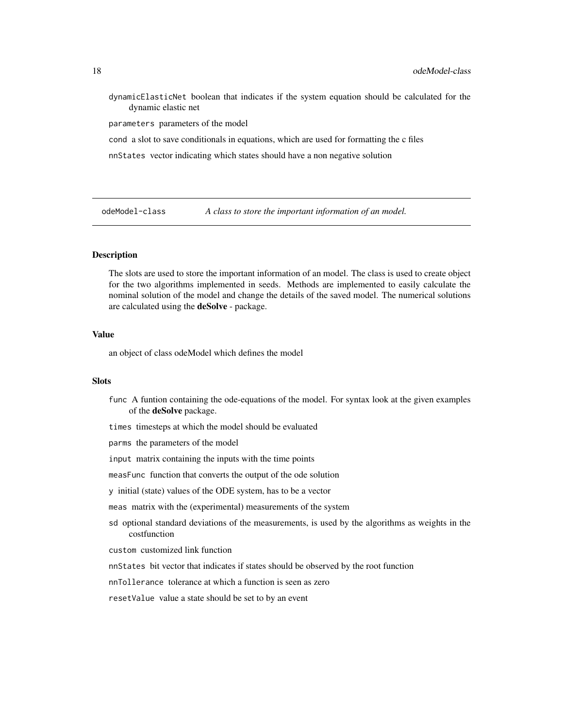dynamicElasticNet boolean that indicates if the system equation should be calculated for the dynamic elastic net

parameters parameters of the model

cond a slot to save conditionals in equations, which are used for formatting the c files

nnStates vector indicating which states should have a non negative solution

---

## odeModel-class    *A class to store the important information of an model.*

---

### Description

The slots are used to store the important information of an model. The class is used to create object for the two algorithms implemented in seeds. Methods are implemented to easily calculate the nominal solution of the model and change the details of the saved model. The numerical solutions are calculated using the **deSolve** - package.

### Value

an object of class odeModel which defines the model

### Slots

func A funtion containing the ode-equations of the model. For syntax look at the given examples of the **deSolve** package.

times timesteps at which the model should be evaluated

parms the parameters of the model

input matrix containing the inputs with the time points

measFunc function that converts the output of the ode solution

y initial (state) values of the ODE system, has to be a vector

meas matrix with the (experimental) measurements of the system

sd optional standard deviations of the measurements, is used by the algorithms as weights in the costfunction

custom customized link function

nnStates bit vector that indicates if states should be observed by the root function

nnTollerance tolerance at which a function is seen as zero

resetValue value a state should be set to by an event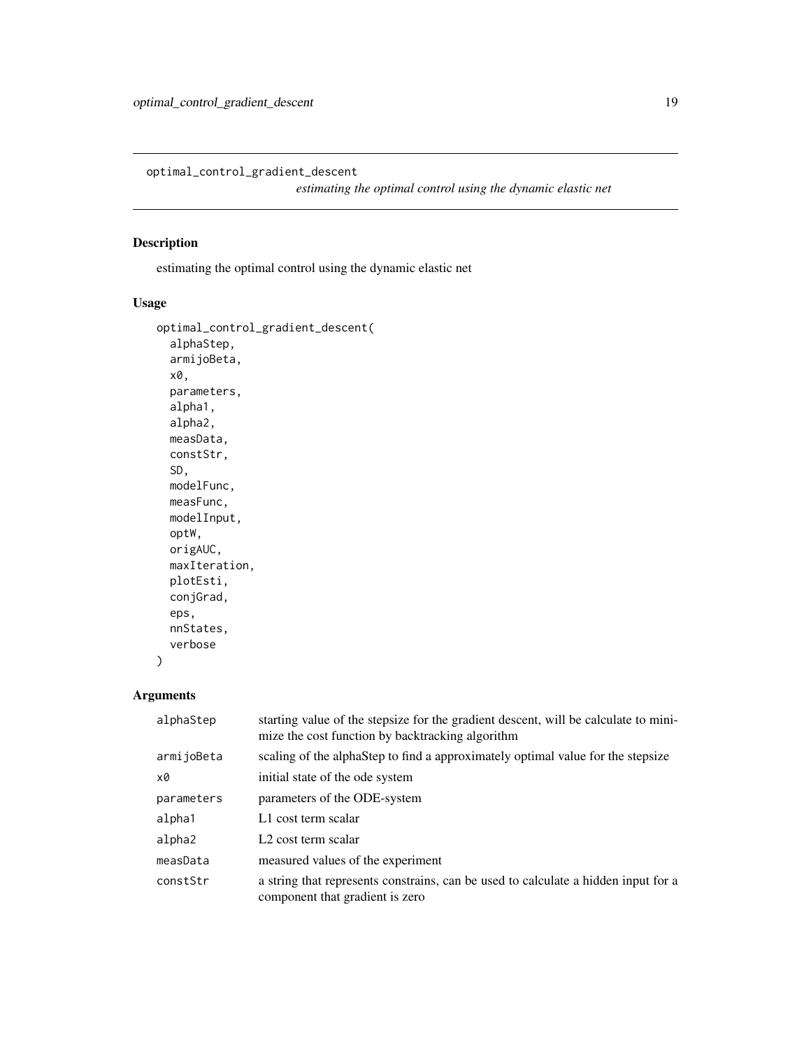## optimal_control_gradient_descent

*estimating the optimal control using the dynamic elastic net*

### Description

estimating the optimal control using the dynamic elastic net

### Usage

```
optimal_control_gradient_descent(
  alphaStep,
  armijoBeta,
  x0,
  parameters,
  alpha1,
  alpha2,
  measData,
  constStr,
  SD,
  modelFunc,
  measFunc,
  modelInput,
  optW,
  origAUC,
  maxIteration,
  plotEsti,
  conjGrad,
  eps,
  nnStates,
  verbose
)
```

### Arguments

| | |
|---|---|
| alphaStep | starting value of the stepsize for the gradient descent, will be calculate to minimize the cost function by backtracking algorithm |
| armijoBeta | scaling of the alphaStep to find a approximately optimal value for the stepsize |
| x0 | initial state of the ode system |
| parameters | parameters of the ODE-system |
| alpha1 | L1 cost term scalar |
| alpha2 | L2 cost term scalar |
| measData | measured values of the experiment |
| constStr | a string that represents constrains, can be used to calculate a hidden input for a component that gradient is zero |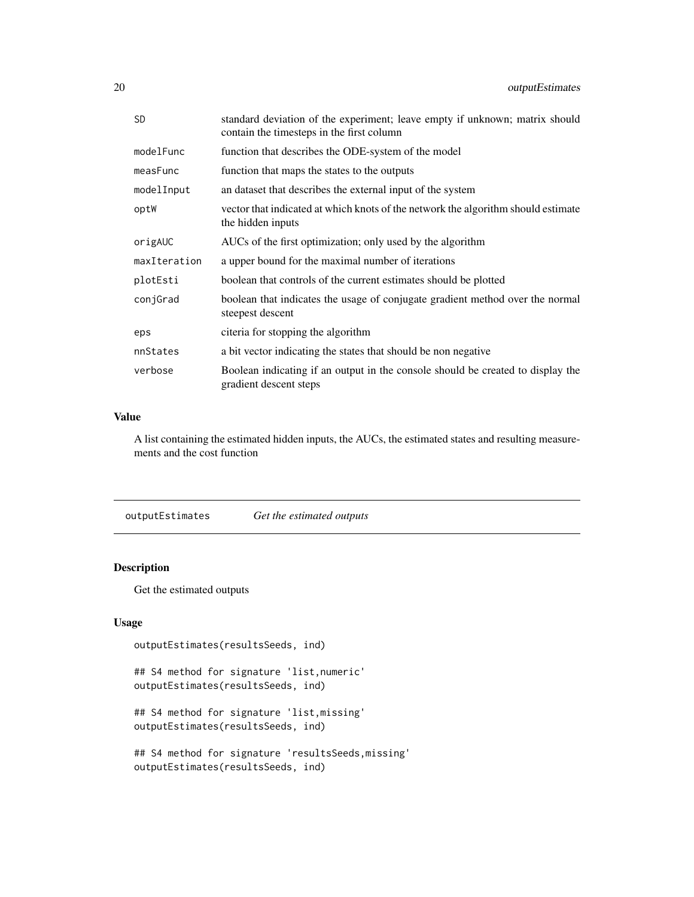| | |
|---|---|
| SD | standard deviation of the experiment; leave empty if unknown; matrix should contain the timesteps in the first column |
| modelFunc | function that describes the ODE-system of the model |
| measFunc | function that maps the states to the outputs |
| modelInput | an dataset that describes the external input of the system |
| optW | vector that indicated at which knots of the network the algorithm should estimate the hidden inputs |
| origAUC | AUCs of the first optimization; only used by the algorithm |
| maxIteration | a upper bound for the maximal number of iterations |
| plotEsti | boolean that controls of the current estimates should be plotted |
| conjGrad | boolean that indicates the usage of conjugate gradient method over the normal steepest descent |
| eps | citeria for stopping the algorithm |
| nnStates | a bit vector indicating the states that should be non negative |
| verbose | Boolean indicating if an output in the console should be created to display the gradient descent steps |

### Value

A list containing the estimated hidden inputs, the AUCs, the estimated states and resulting measurements and the cost function

## outputEstimates *Get the estimated outputs*

### Description

Get the estimated outputs

### Usage

```
outputEstimates(resultsSeeds, ind)

## S4 method for signature 'list,numeric'
outputEstimates(resultsSeeds, ind)

## S4 method for signature 'list,missing'
outputEstimates(resultsSeeds, ind)

## S4 method for signature 'resultsSeeds,missing'
outputEstimates(resultsSeeds, ind)
```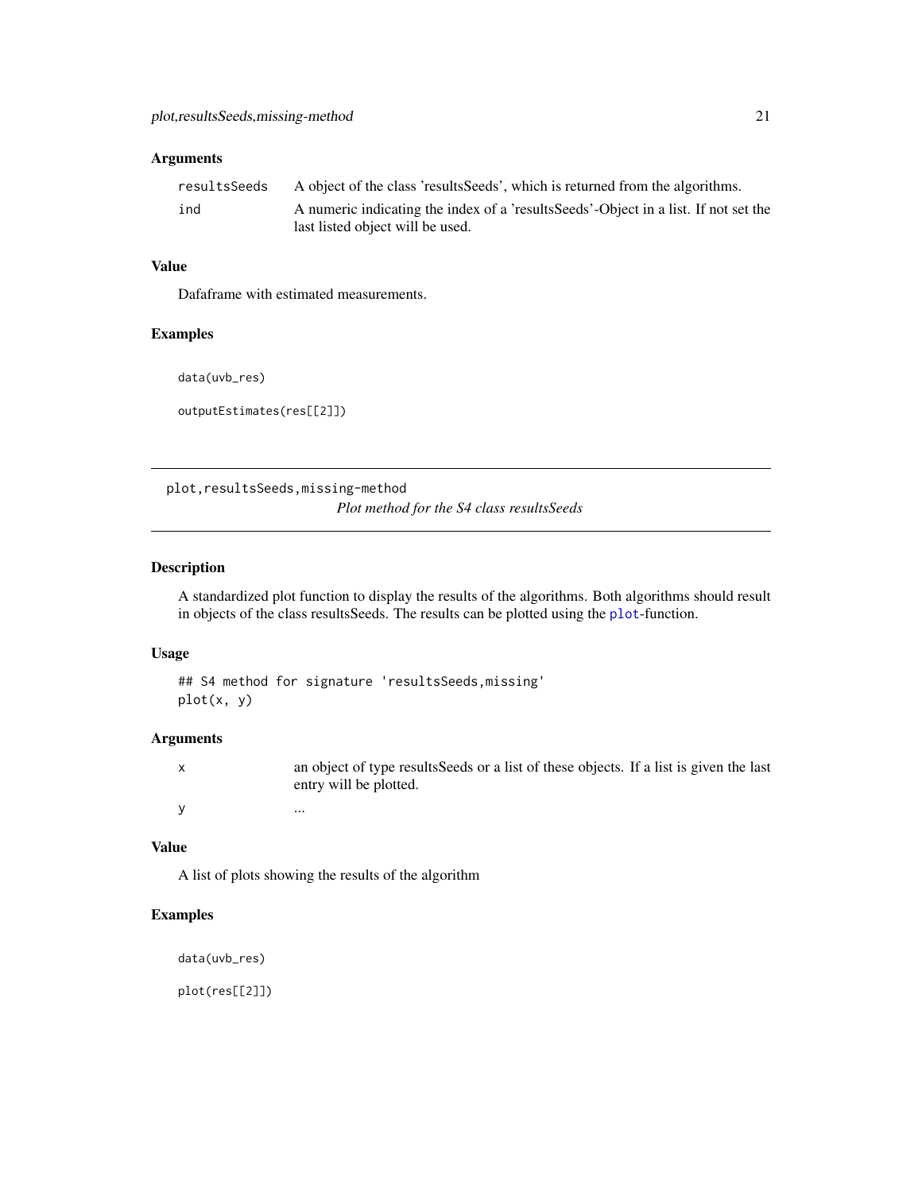### Arguments

| | |
|---|---|
| resultsSeeds | A object of the class 'resultsSeeds', which is returned from the algorithms. |
| ind | A numeric indicating the index of a 'resultsSeeds'-Object in a list. If not set the last listed object will be used. |

### Value

Dafaframe with estimated measurements.

### Examples

```
data(uvb_res)

outputEstimates(res[[2]])
```

---

## plot,resultsSeeds,missing-method

*Plot method for the S4 class resultsSeeds*

---

### Description

A standardized plot function to display the results of the algorithms. Both algorithms should result in objects of the class resultsSeeds. The results can be plotted using the plot-function.

### Usage

```
## S4 method for signature 'resultsSeeds,missing'
plot(x, y)
```

### Arguments

| | |
|---|---|
| x | an object of type resultsSeeds or a list of these objects. If a list is given the last entry will be plotted. |
| y | ... |

### Value

A list of plots showing the results of the algorithm

### Examples

```
data(uvb_res)

plot(res[[2]])
```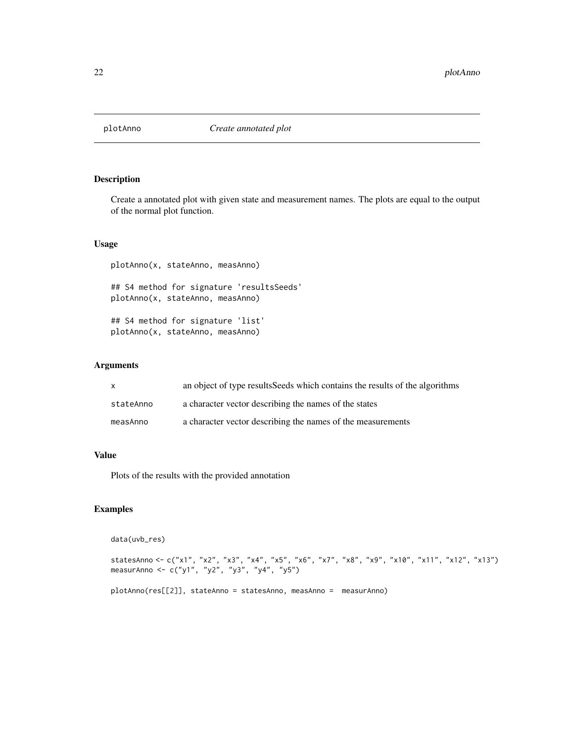# plotAnno *Create annotated plot*

## Description

Create a annotated plot with given state and measurement names. The plots are equal to the output of the normal plot function.

## Usage

```
plotAnno(x, stateAnno, measAnno)

## S4 method for signature 'resultsSeeds'
plotAnno(x, stateAnno, measAnno)

## S4 method for signature 'list'
plotAnno(x, stateAnno, measAnno)
```

## Arguments

| | |
|---|---|
| x | an object of type resultsSeeds which contains the results of the algorithms |
| stateAnno | a character vector describing the names of the states |
| measAnno | a character vector describing the names of the measurements |

## Value

Plots of the results with the provided annotation

## Examples

```
data(uvb_res)

statesAnno <- c("x1", "x2", "x3", "x4", "x5", "x6", "x7", "x8", "x9", "x10", "x11", "x12", "x13")
measurAnno <- c("y1", "y2", "y3", "y4", "y5")

plotAnno(res[[2]], stateAnno = statesAnno, measAnno =  measurAnno)
```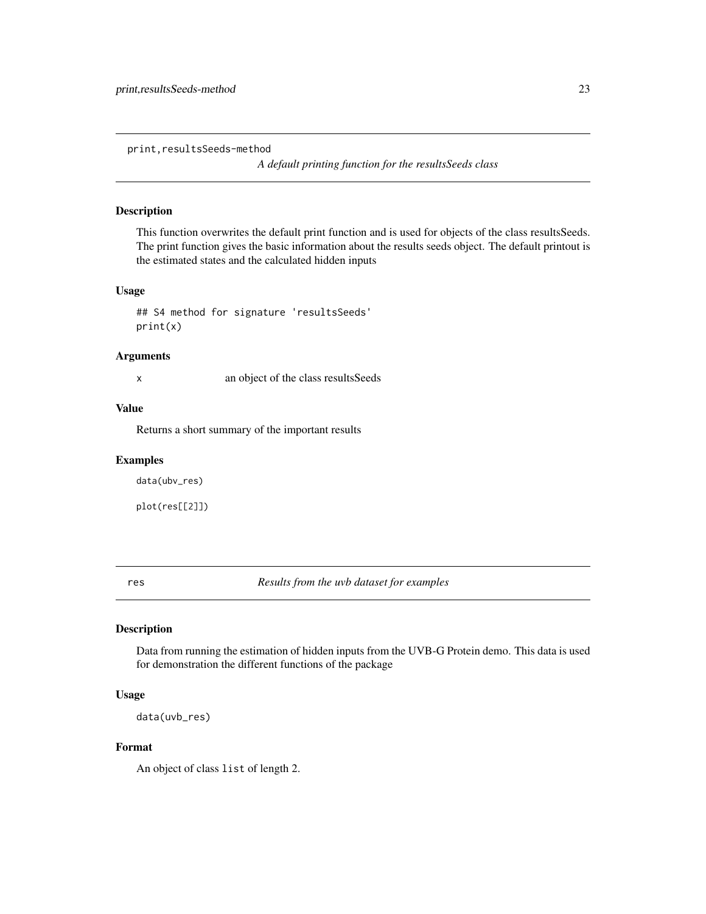print,resultsSeeds-method

*A default printing function for the resultsSeeds class*

### Description

This function overwrites the default print function and is used for objects of the class resultsSeeds. The print function gives the basic information about the results seeds object. The default printout is the estimated states and the calculated hidden inputs

### Usage

```
## S4 method for signature 'resultsSeeds'
print(x)
```

### Arguments

| | |
|---|---|
| x | an object of the class resultsSeeds |

### Value

Returns a short summary of the important results

### Examples

```
data(ubv_res)

plot(res[[2]])
```

---

res

*Results from the uvb dataset for examples*

### Description

Data from running the estimation of hidden inputs from the UVB-G Protein demo. This data is used for demonstration the different functions of the package

### Usage

```
data(uvb_res)
```

### Format

An object of class `list` of length 2.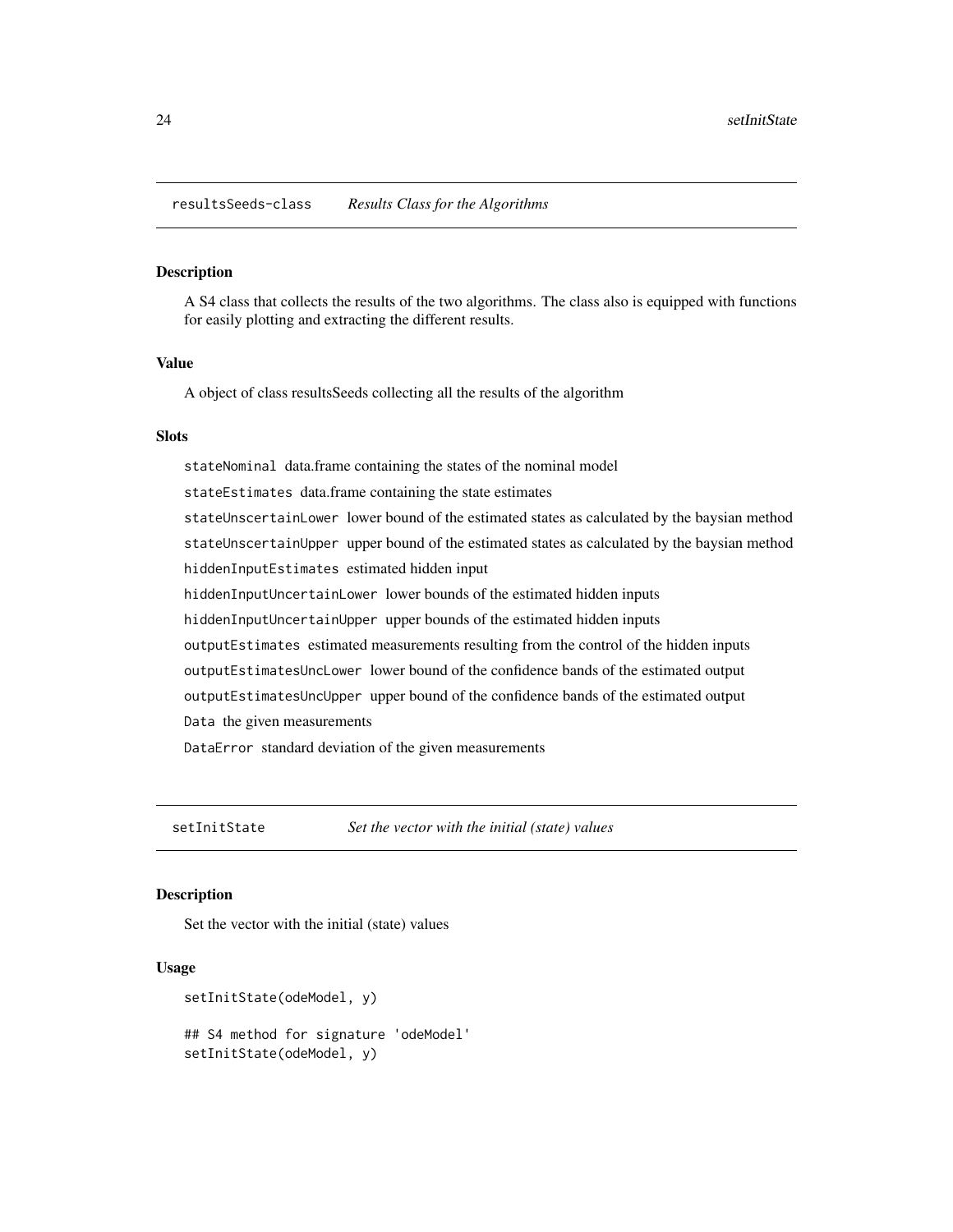## resultsSeeds-class *Results Class for the Algorithms*

### Description

A S4 class that collects the results of the two algorithms. The class also is equipped with functions for easily plotting and extracting the different results.

### Value

A object of class resultsSeeds collecting all the results of the algorithm

### Slots

`stateNominal` data.frame containing the states of the nominal model

`stateEstimates` data.frame containing the state estimates

`stateUnscertainLower` lower bound of the estimated states as calculated by the baysian method

`stateUnscertainUpper` upper bound of the estimated states as calculated by the baysian method

`hiddenInputEstimates` estimated hidden input

`hiddenInputUncertainLower` lower bounds of the estimated hidden inputs

`hiddenInputUncertainUpper` upper bounds of the estimated hidden inputs

`outputEstimates` estimated measurements resulting from the control of the hidden inputs

`outputEstimatesUncLower` lower bound of the confidence bands of the estimated output

`outputEstimatesUncUpper` upper bound of the confidence bands of the estimated output

`Data` the given measurements

`DataError` standard deviation of the given measurements

## setInitState *Set the vector with the initial (state) values*

### Description

Set the vector with the initial (state) values

### Usage

```
setInitState(odeModel, y)

## S4 method for signature 'odeModel'
setInitState(odeModel, y)
```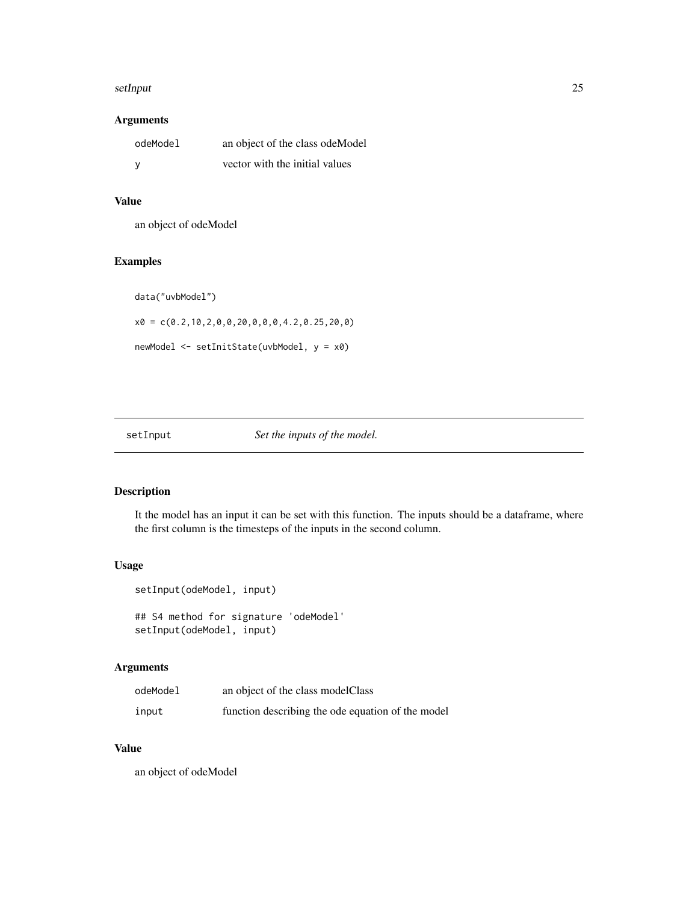### Arguments

| | |
|---|---|
| odeModel | an object of the class odeModel |
| y | vector with the initial values |

### Value

an object of odeModel

### Examples

```
data("uvbModel")

x0 = c(0.2,10,2,0,0,20,0,0,0,4.2,0.25,20,0)

newModel <- setInitState(uvbModel, y = x0)
```

---

## setInput — *Set the inputs of the model.*

---

### Description

It the model has an input it can be set with this function. The inputs should be a dataframe, where the first column is the timesteps of the inputs in the second column.

### Usage

```
setInput(odeModel, input)

## S4 method for signature 'odeModel'
setInput(odeModel, input)
```

### Arguments

| | |
|---|---|
| odeModel | an object of the class modelClass |
| input | function describing the ode equation of the model |

### Value

an object of odeModel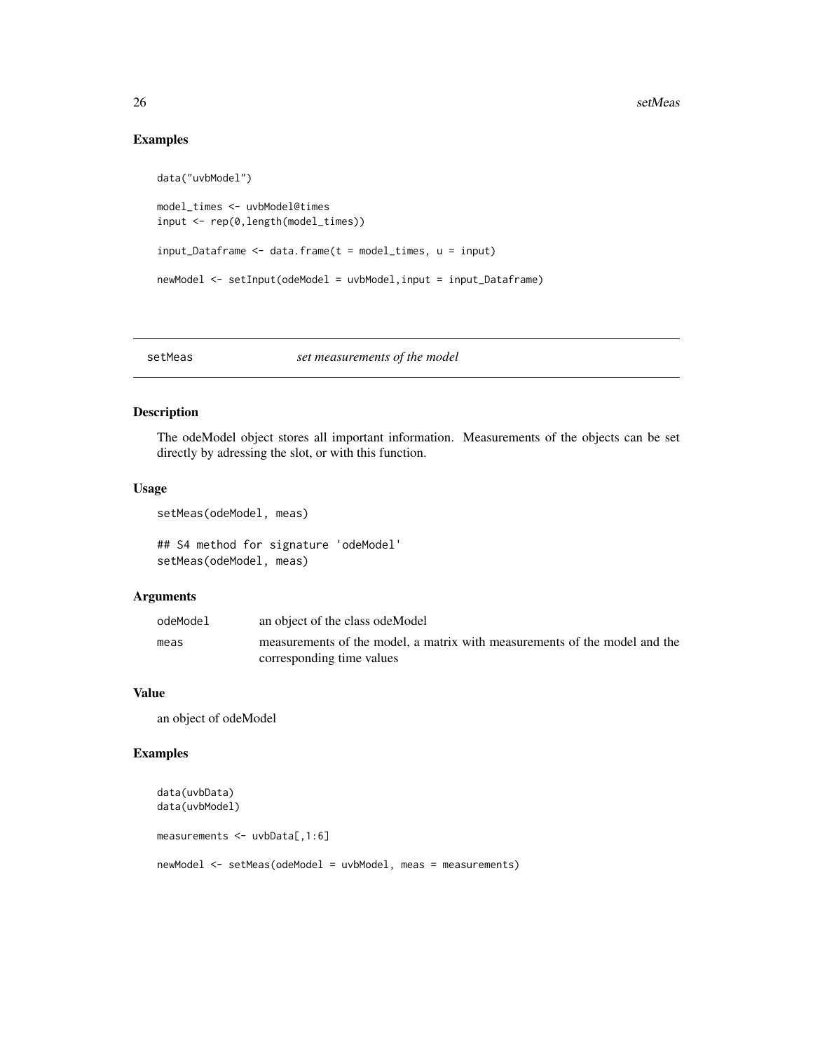## Examples

```
data("uvbModel")

model_times <- uvbModel@times
input <- rep(0,length(model_times))

input_Dataframe <- data.frame(t = model_times, u = input)

newModel <- setInput(odeModel = uvbModel,input = input_Dataframe)
```

---

# setMeas *set measurements of the model*

## Description

The odeModel object stores all important information. Measurements of the objects can be set directly by adressing the slot, or with this function.

## Usage

```
setMeas(odeModel, meas)

## S4 method for signature 'odeModel'
setMeas(odeModel, meas)
```

## Arguments

| | |
|---|---|
| odeModel | an object of the class odeModel |
| meas | measurements of the model, a matrix with measurements of the model and the corresponding time values |

## Value

an object of odeModel

## Examples

```
data(uvbData)
data(uvbModel)

measurements <- uvbData[,1:6]

newModel <- setMeas(odeModel = uvbModel, meas = measurements)
```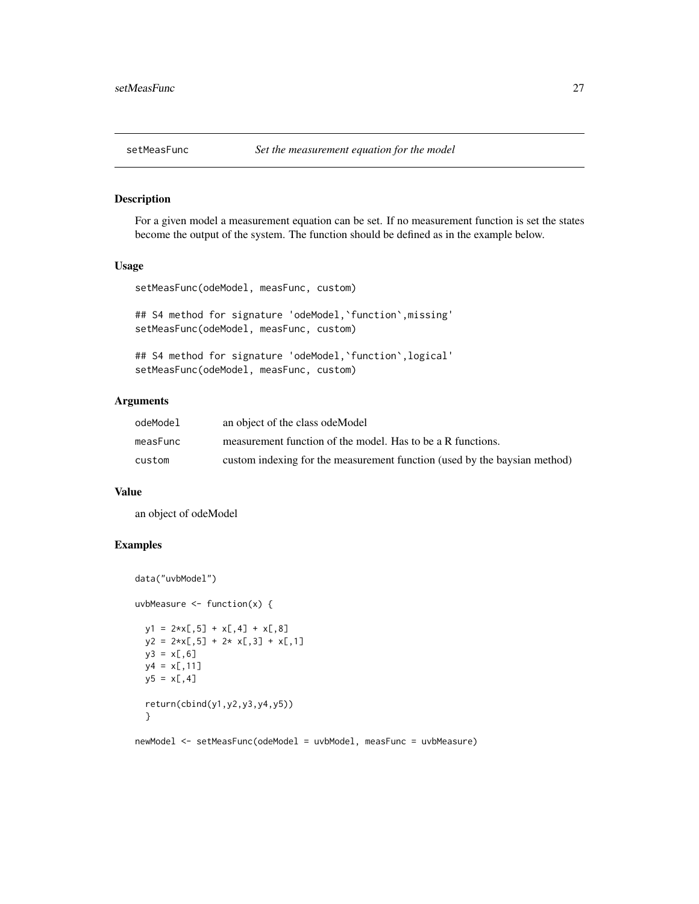## setMeasFunc — *Set the measurement equation for the model*

### Description

For a given model a measurement equation can be set. If no measurement function is set the states become the output of the system. The function should be defined as in the example below.

### Usage

```
setMeasFunc(odeModel, measFunc, custom)

## S4 method for signature 'odeModel,`function`,missing'
setMeasFunc(odeModel, measFunc, custom)

## S4 method for signature 'odeModel,`function`,logical'
setMeasFunc(odeModel, measFunc, custom)
```

### Arguments

| | |
|---|---|
| odeModel | an object of the class odeModel |
| measFunc | measurement function of the model. Has to be a R functions. |
| custom | custom indexing for the measurement function (used by the baysian method) |

### Value

an object of odeModel

### Examples

```
data("uvbModel")

uvbMeasure <- function(x) {

  y1 = 2*x[,5] + x[,4] + x[,8]
  y2 = 2*x[,5] + 2* x[,3] + x[,1]
  y3 = x[,6]
  y4 = x[,11]
  y5 = x[,4]

  return(cbind(y1,y2,y3,y4,y5))
  }

newModel <- setMeasFunc(odeModel = uvbModel, measFunc = uvbMeasure)
```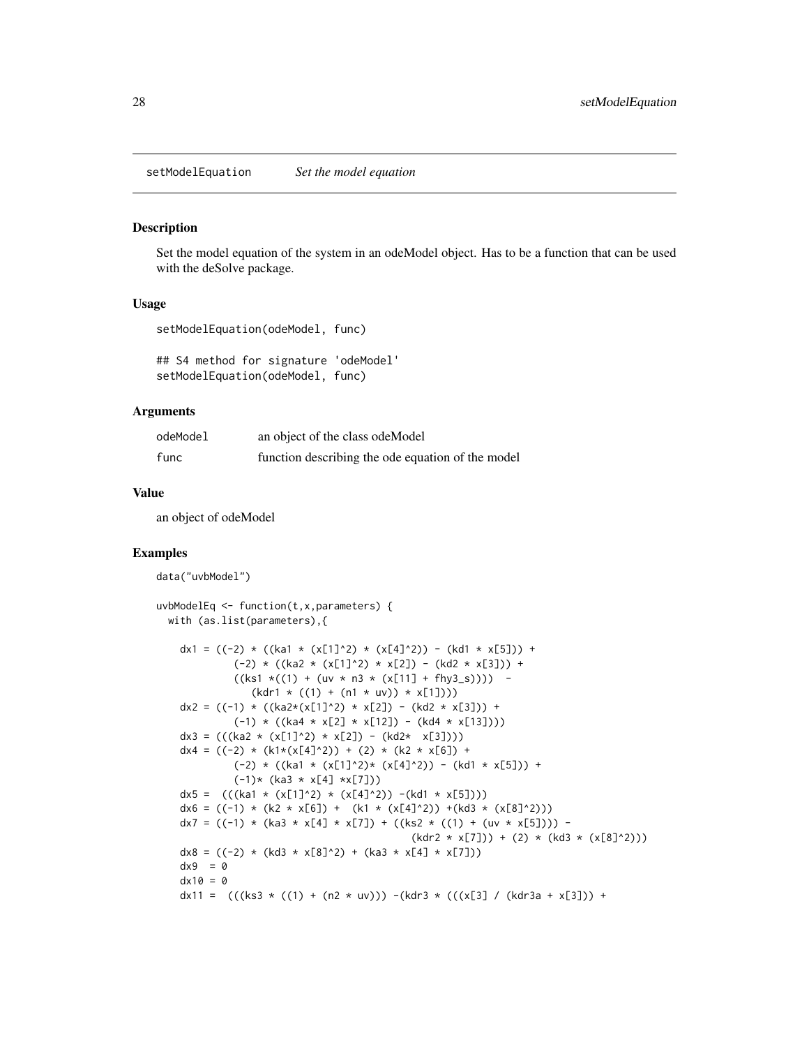## setModelEquation *Set the model equation*

### Description

Set the model equation of the system in an odeModel object. Has to be a function that can be used with the deSolve package.

### Usage

```
setModelEquation(odeModel, func)

## S4 method for signature 'odeModel'
setModelEquation(odeModel, func)
```

### Arguments

| | |
|---|---|
| odeModel | an object of the class odeModel |
| func | function describing the ode equation of the model |

### Value

an object of odeModel

### Examples

```
data("uvbModel")

uvbModelEq <- function(t,x,parameters) {
  with (as.list(parameters),{

    dx1 = ((-2) * ((ka1 * (x[1]^2) * (x[4]^2)) - (kd1 * x[5])) +
            (-2) * ((ka2 * (x[1]^2) * x[2]) - (kd2 * x[3])) +
            ((ks1 *((1) + (uv * n3 * (x[11] + fhy3_s))))  -
               (kdr1 * ((1) + (n1 * uv)) * x[1])))
    dx2 = ((-1) * ((ka2*(x[1]^2) * x[2]) - (kd2 * x[3])) +
            (-1) * ((ka4 * x[2] * x[12]) - (kd4 * x[13])))
    dx3 = (((ka2 * (x[1]^2) * x[2]) - (kd2*  x[3])))
    dx4 = ((-2) * (k1*(x[4]^2)) + (2) * (k2 * x[6]) +
            (-2) * ((ka1 * (x[1]^2)* (x[4]^2)) - (kd1 * x[5])) +
            (-1)* (ka3 * x[4] *x[7]))
    dx5 =  (((ka1 * (x[1]^2) * (x[4]^2)) -(kd1 * x[5])))
    dx6 = ((-1) * (k2 * x[6]) +  (k1 * (x[4]^2)) +(kd3 * (x[8]^2)))
    dx7 = ((-1) * (ka3 * x[4] * x[7]) + ((ks2 * ((1) + (uv * x[5]))) -
                                         (kdr2 * x[7])) + (2) * (kd3 * (x[8]^2)))
    dx8 = ((-2) * (kd3 * x[8]^2) + (ka3 * x[4] * x[7]))
    dx9  = 0
    dx10 = 0
    dx11 =  (((ks3 * ((1) + (n2 * uv))) -(kdr3 * (((x[3] / (kdr3a + x[3])) +
```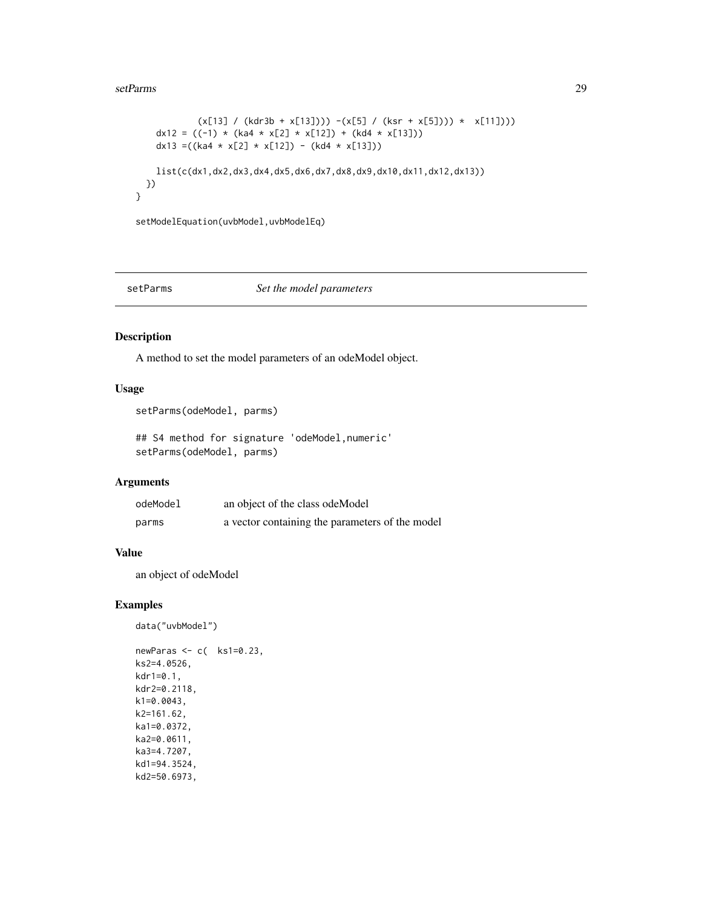```
            (x[13] / (kdr3b + x[13]))) -(x[5] / (ksr + x[5]))) *  x[11])))
    dx12 = ((-1) * (ka4 * x[2] * x[12]) + (kd4 * x[13]))
    dx13 =((ka4 * x[2] * x[12]) - (kd4 * x[13]))

    list(c(dx1,dx2,dx3,dx4,dx5,dx6,dx7,dx8,dx9,dx10,dx11,dx12,dx13))
  })
}

setModelEquation(uvbModel,uvbModelEq)
```

## setParms — *Set the model parameters*

### Description

A method to set the model parameters of an odeModel object.

### Usage

```
setParms(odeModel, parms)

## S4 method for signature 'odeModel,numeric'
setParms(odeModel, parms)
```

### Arguments

| | |
|---|---|
| `odeModel` | an object of the class odeModel |
| `parms` | a vector containing the parameters of the model |

### Value

an object of odeModel

### Examples

```
data("uvbModel")

newParas <- c( ks1=0.23,
ks2=4.0526,
kdr1=0.1,
kdr2=0.2118,
k1=0.0043,
k2=161.62,
ka1=0.0372,
ka2=0.0611,
ka3=4.7207,
kd1=94.3524,
kd2=50.6973,
```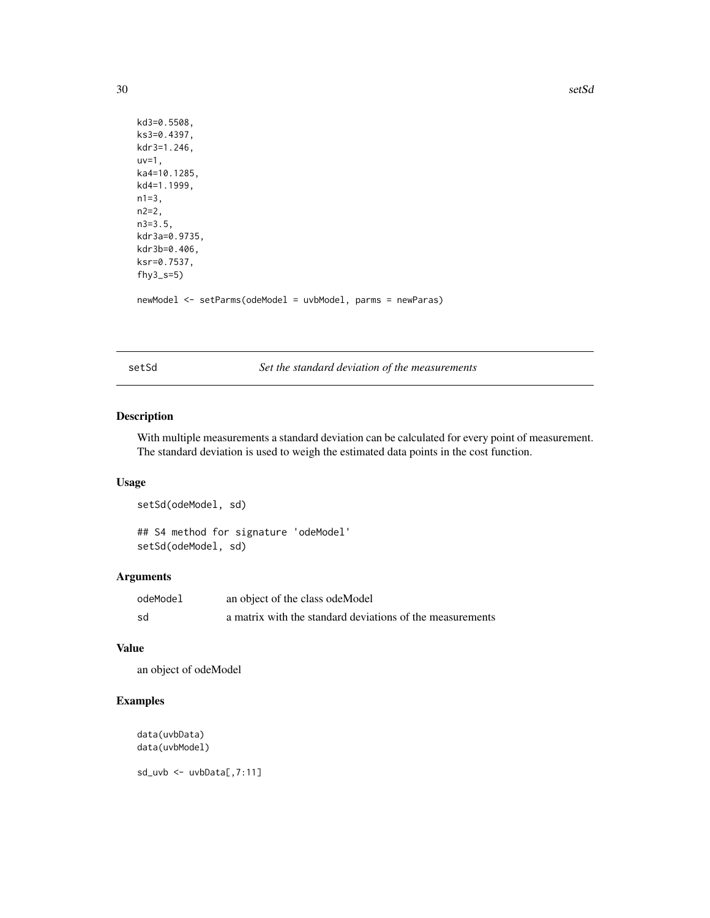```
kd3=0.5508,
ks3=0.4397,
kdr3=1.246,
uv=1,
ka4=10.1285,
kd4=1.1999,
n1=3,
n2=2,
n3=3.5,
kdr3a=0.9735,
kdr3b=0.406,
ksr=0.7537,
fhy3_s=5)

newModel <- setParms(odeModel = uvbModel, parms = newParas)
```

## setSd — *Set the standard deviation of the measurements*

### Description

With multiple measurements a standard deviation can be calculated for every point of measurement. The standard deviation is used to weigh the estimated data points in the cost function.

### Usage

```
setSd(odeModel, sd)

## S4 method for signature 'odeModel'
setSd(odeModel, sd)
```

### Arguments

| | |
|---|---|
| odeModel | an object of the class odeModel |
| sd | a matrix with the standard deviations of the measurements |

### Value

an object of odeModel

### Examples

```
data(uvbData)
data(uvbModel)

sd_uvb <- uvbData[,7:11]
```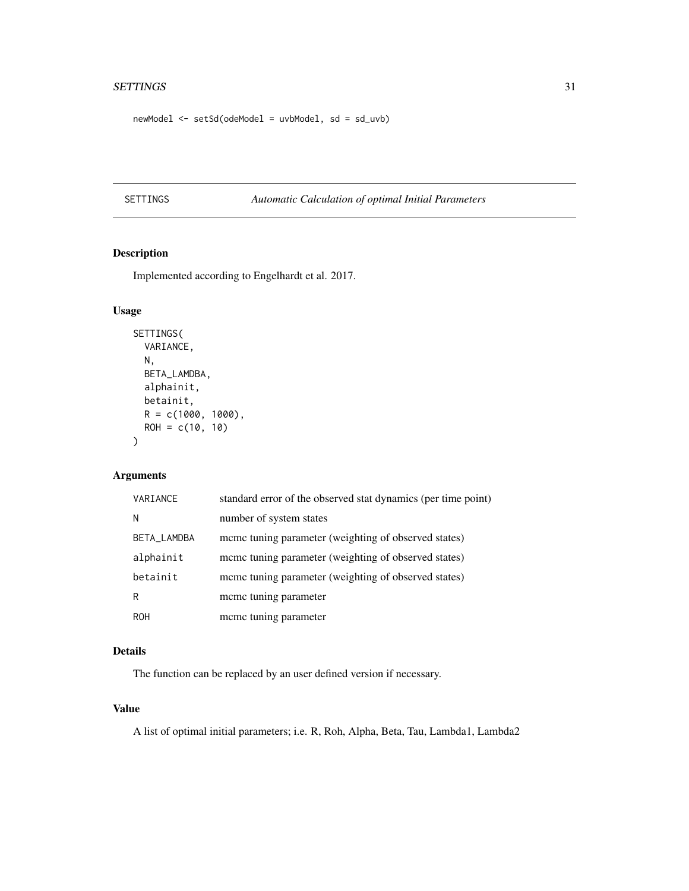```
newModel <- setSd(odeModel = uvbModel, sd = sd_uvb)
```

## SETTINGS *Automatic Calculation of optimal Initial Parameters*

### Description

Implemented according to Engelhardt et al. 2017.

### Usage

```
SETTINGS(
  VARIANCE,
  N,
  BETA_LAMDBA,
  alphainit,
  betainit,
  R = c(1000, 1000),
  ROH = c(10, 10)
)
```

### Arguments

| | |
|---|---|
| VARIANCE | standard error of the observed stat dynamics (per time point) |
| N | number of system states |
| BETA_LAMDBA | mcmc tuning parameter (weighting of observed states) |
| alphainit | mcmc tuning parameter (weighting of observed states) |
| betainit | mcmc tuning parameter (weighting of observed states) |
| R | mcmc tuning parameter |
| ROH | mcmc tuning parameter |

### Details

The function can be replaced by an user defined version if necessary.

### Value

A list of optimal initial parameters; i.e. R, Roh, Alpha, Beta, Tau, Lambda1, Lambda2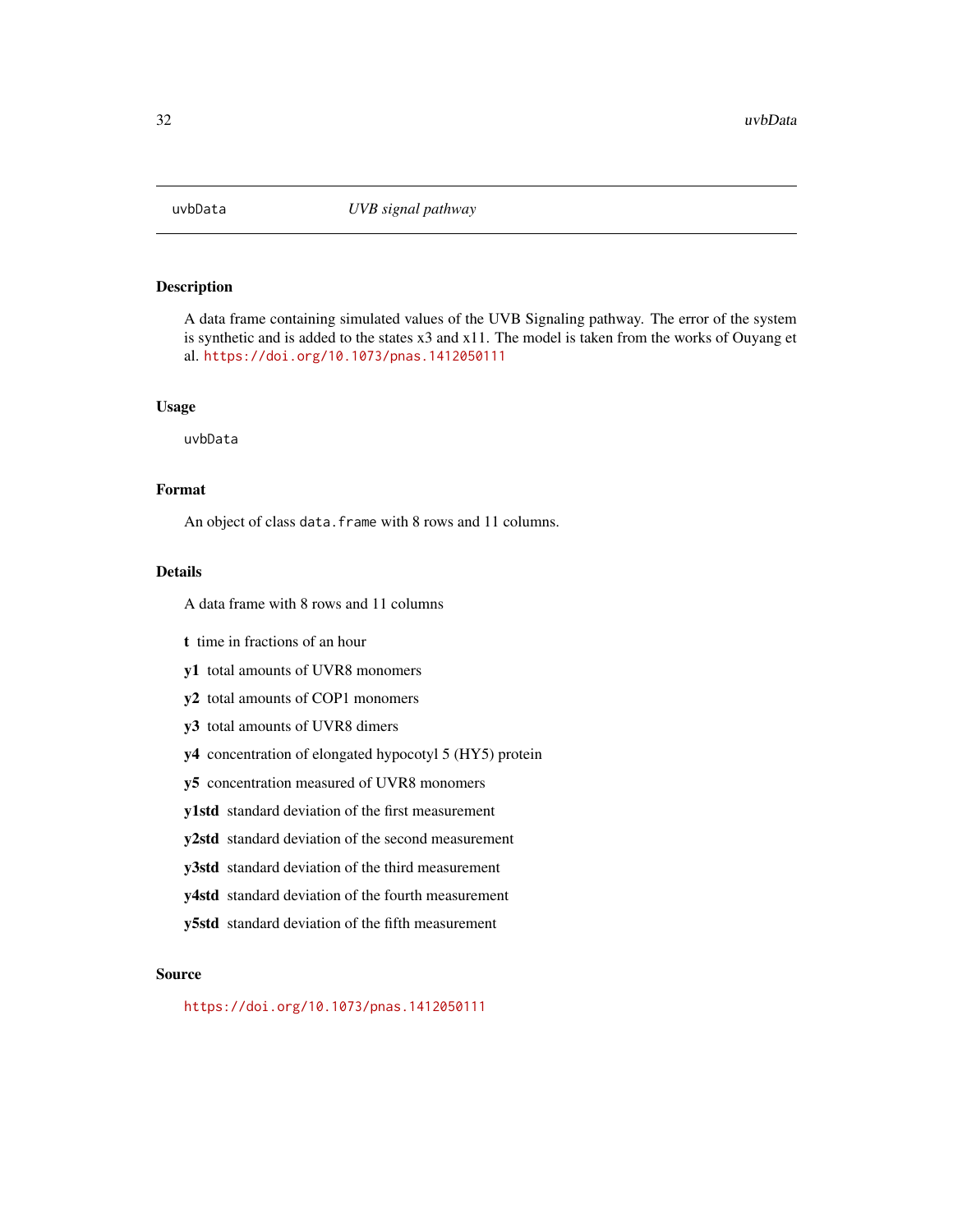uvbData *UVB signal pathway*

## Description

A data frame containing simulated values of the UVB Signaling pathway. The error of the system is synthetic and is added to the states x3 and x11. The model is taken from the works of Ouyang et al. https://doi.org/10.1073/pnas.1412050111

## Usage

```
uvbData
```

## Format

An object of class `data.frame` with 8 rows and 11 columns.

## Details

A data frame with 8 rows and 11 columns

- **t** time in fractions of an hour
- **y1** total amounts of UVR8 monomers
- **y2** total amounts of COP1 monomers
- **y3** total amounts of UVR8 dimers
- **y4** concentration of elongated hypocotyl 5 (HY5) protein
- **y5** concentration measured of UVR8 monomers
- **y1std** standard deviation of the first measurement
- **y2std** standard deviation of the second measurement
- **y3std** standard deviation of the third measurement
- **y4std** standard deviation of the fourth measurement
- **y5std** standard deviation of the fifth measurement

## Source

https://doi.org/10.1073/pnas.1412050111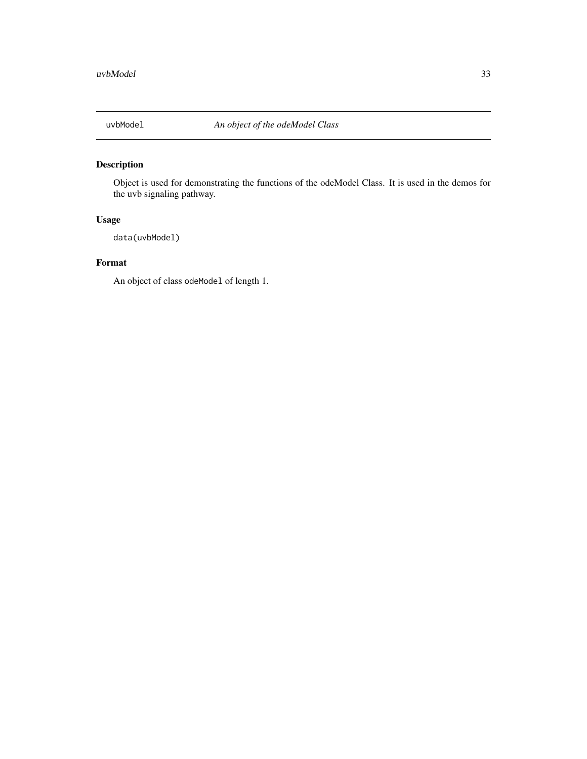# uvbModel — *An object of the odeModel Class*

## Description

Object is used for demonstrating the functions of the odeModel Class. It is used in the demos for the uvb signaling pathway.

## Usage

```
data(uvbModel)
```

## Format

An object of class `odeModel` of length 1.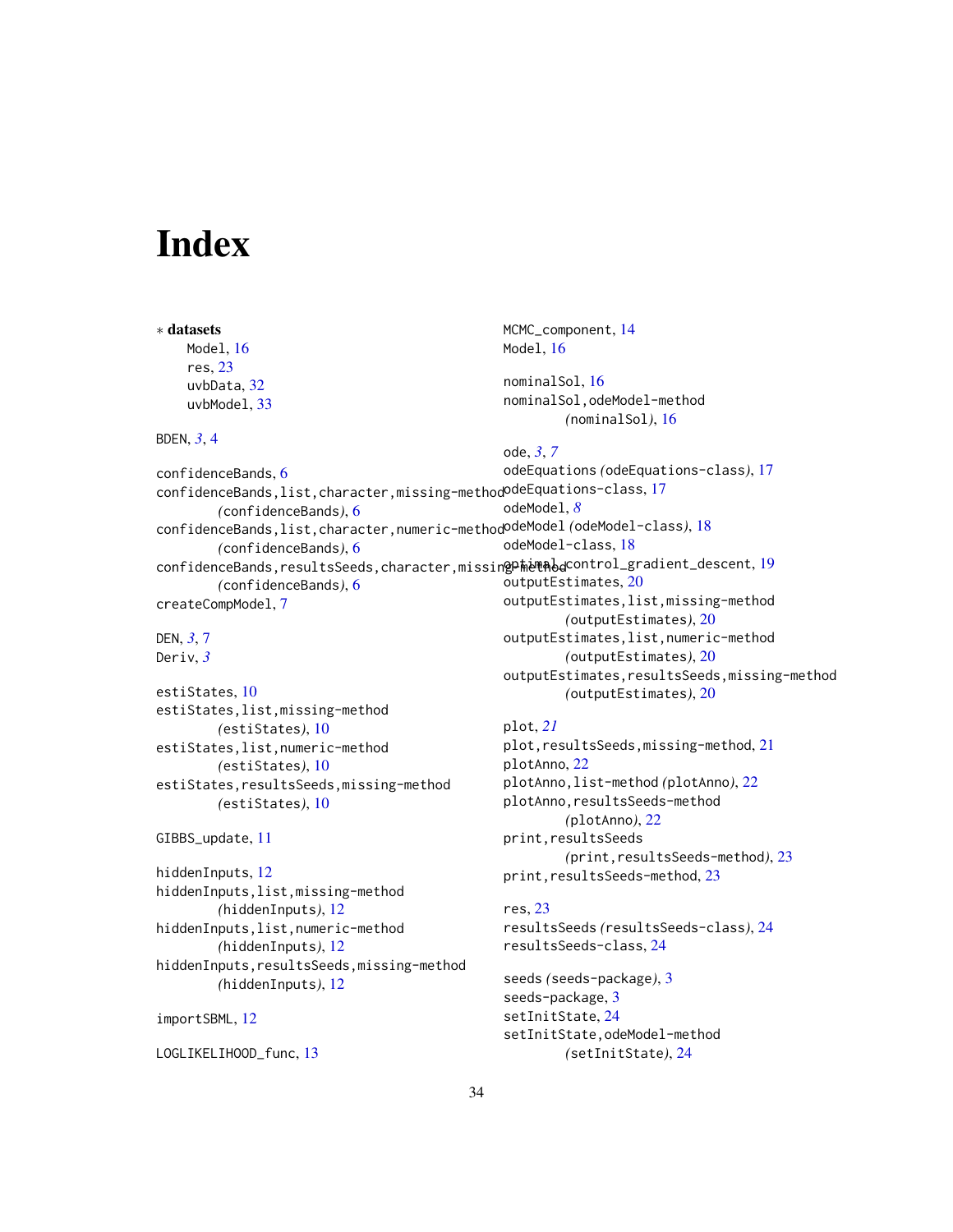# Index

∗ **datasets**
  Model, 16
  res, 23
  uvbData, 32
  uvbModel, 33

BDEN, *3*, 4

confidenceBands, 6
confidenceBands,list,character,missing-method
  *(confidenceBands)*, 6
confidenceBands,list,character,numeric-method
  *(confidenceBands)*, 6
confidenceBands,resultsSeeds,character,missing-method
  *(confidenceBands)*, 6
createCompModel, 7

DEN, *3*, 7
Deriv, *3*

estiStates, 10
estiStates,list,missing-method
  *(estiStates)*, 10
estiStates,list,numeric-method
  *(estiStates)*, 10
estiStates,resultsSeeds,missing-method
  *(estiStates)*, 10

GIBBS_update, 11

hiddenInputs, 12
hiddenInputs,list,missing-method
  *(hiddenInputs)*, 12
hiddenInputs,list,numeric-method
  *(hiddenInputs)*, 12
hiddenInputs,resultsSeeds,missing-method
  *(hiddenInputs)*, 12

importSBML, 12

LOGLIKELIHOOD_func, 13

MCMC_component, 14
Model, 16

nominalSol, 16
nominalSol,odeModel-method
  *(nominalSol)*, 16

ode, *3*, *7*
odeEquations *(odeEquations-class)*, 17
odeEquations-class, 17
odeModel, *8*
odeModel *(odeModel-class)*, 18
odeModel-class, 18
optimal_control_gradient_descent, 19
outputEstimates, 20
outputEstimates,list,missing-method
  *(outputEstimates)*, 20
outputEstimates,list,numeric-method
  *(outputEstimates)*, 20
outputEstimates,resultsSeeds,missing-method
  *(outputEstimates)*, 20

plot, *21*
plot,resultsSeeds,missing-method, 21
plotAnno, 22
plotAnno,list-method *(plotAnno)*, 22
plotAnno,resultsSeeds-method
  *(plotAnno)*, 22
print,resultsSeeds
  *(print,resultsSeeds-method)*, 23
print,resultsSeeds-method, 23

res, 23
resultsSeeds *(resultsSeeds-class)*, 24
resultsSeeds-class, 24

seeds *(seeds-package)*, 3
seeds-package, 3
setInitState, 24
setInitState,odeModel-method
  *(setInitState)*, 24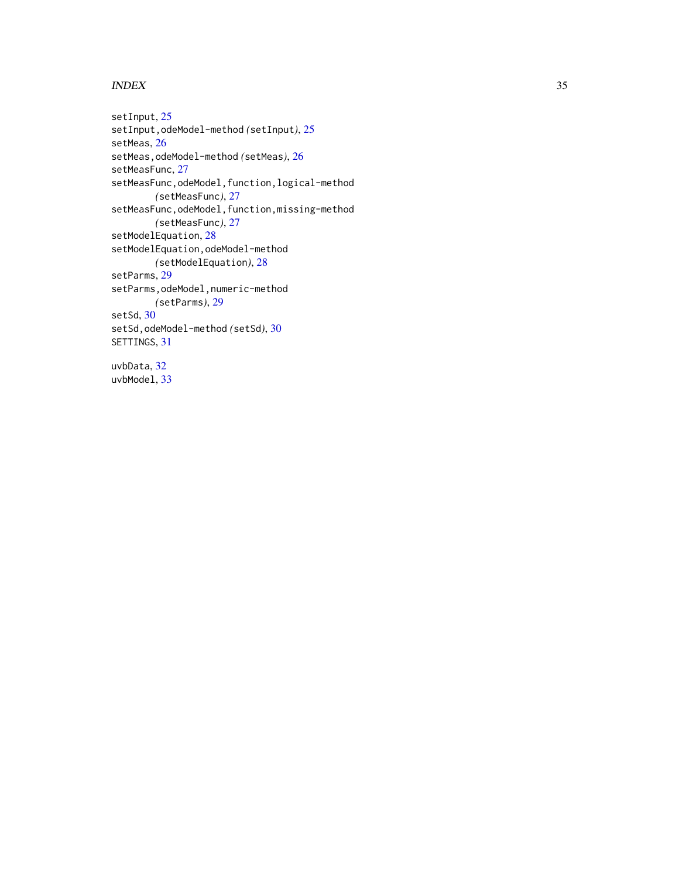setInput, 25  
setInput,odeModel-method *(setInput)*, 25  
setMeas, 26  
setMeas,odeModel-method *(setMeas)*, 26  
setMeasFunc, 27  
setMeasFunc,odeModel,function,logical-method  
        *(setMeasFunc)*, 27  
setMeasFunc,odeModel,function,missing-method  
        *(setMeasFunc)*, 27  
setModelEquation, 28  
setModelEquation,odeModel-method  
        *(setModelEquation)*, 28  
setParms, 29  
setParms,odeModel,numeric-method  
        *(setParms)*, 29  
setSd, 30  
setSd,odeModel-method *(setSd)*, 30  
SETTINGS, 31

uvbData, 32  
uvbModel, 33